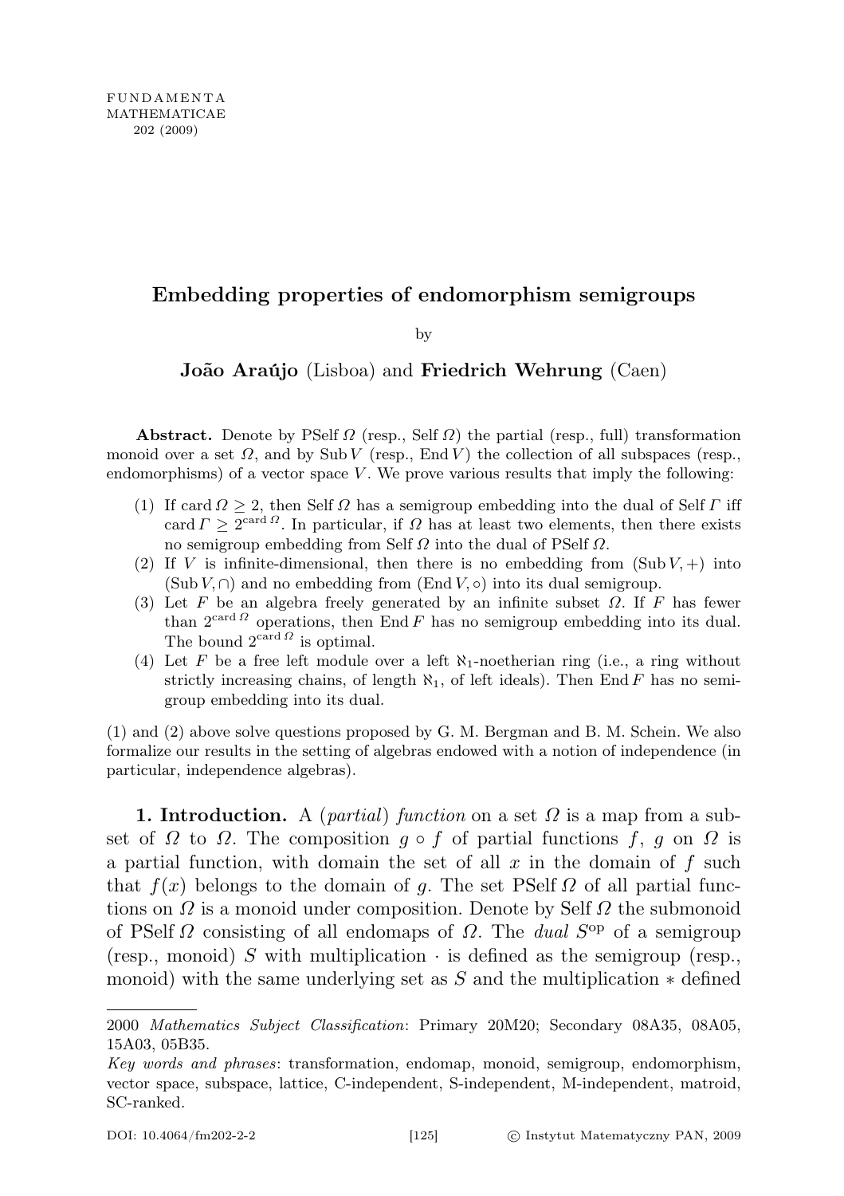FUNDAMENTA
MATHEMATICAE
202 (2009)

# Embedding properties of endomorphism semigroups

by

**João Araújo** (Lisboa) and **Friedrich Wehrung** (Caen)

**Abstract.** Denote by $\mathrm{PSelf}\,\Omega$ (resp., $\mathrm{Self}\,\Omega$) the partial (resp., full) transformation monoid over a set $\Omega$, and by $\mathrm{Sub}\,V$ (resp., $\mathrm{End}\,V$) the collection of all subspaces (resp., endomorphisms) of a vector space $V$. We prove various results that imply the following:

(1) If $\mathrm{card}\,\Omega \geq 2$, then $\mathrm{Self}\,\Omega$ has a semigroup embedding into the dual of $\mathrm{Self}\,\Gamma$ iff $\mathrm{card}\,\Gamma \geq 2^{\mathrm{card}\,\Omega}$. In particular, if $\Omega$ has at least two elements, then there exists no semigroup embedding from $\mathrm{Self}\,\Omega$ into the dual of $\mathrm{PSelf}\,\Omega$.

(2) If $V$ is infinite-dimensional, then there is no embedding from $(\mathrm{Sub}\,V, +)$ into $(\mathrm{Sub}\,V, \cap)$ and no embedding from $(\mathrm{End}\,V, \circ)$ into its dual semigroup.

(3) Let $F$ be an algebra freely generated by an infinite subset $\Omega$. If $F$ has fewer than $2^{\mathrm{card}\,\Omega}$ operations, then $\mathrm{End}\,F$ has no semigroup embedding into its dual. The bound $2^{\mathrm{card}\,\Omega}$ is optimal.

(4) Let $F$ be a free left module over a left $\aleph_1$-noetherian ring (i.e., a ring without strictly increasing chains, of length $\aleph_1$, of left ideals). Then $\mathrm{End}\,F$ has no semigroup embedding into its dual.

(1) and (2) above solve questions proposed by G. M. Bergman and B. M. Schein. We also formalize our results in the setting of algebras endowed with a notion of independence (in particular, independence algebras).

**1. Introduction.** A (*partial*) *function* on a set $\Omega$ is a map from a subset of $\Omega$ to $\Omega$. The composition $g \circ f$ of partial functions $f$, $g$ on $\Omega$ is a partial function, with domain the set of all $x$ in the domain of $f$ such that $f(x)$ belongs to the domain of $g$. The set $\mathrm{PSelf}\,\Omega$ of all partial functions on $\Omega$ is a monoid under composition. Denote by $\mathrm{Self}\,\Omega$ the submonoid of $\mathrm{PSelf}\,\Omega$ consisting of all endomaps of $\Omega$. The *dual* $S^{\mathrm{op}}$ of a semigroup (resp., monoid) $S$ with multiplication $\cdot$ is defined as the semigroup (resp., monoid) with the same underlying set as $S$ and the multiplication $*$ defined

---

2000 *Mathematics Subject Classification*: Primary 20M20; Secondary 08A35, 08A05, 15A03, 05B35.

*Key words and phrases*: transformation, endomap, monoid, semigroup, endomorphism, vector space, subspace, lattice, C-independent, S-independent, M-independent, matroid, SC-ranked.

DOI: 10.4064/fm202-2-2 © Instytut Matematyczny PAN, 2009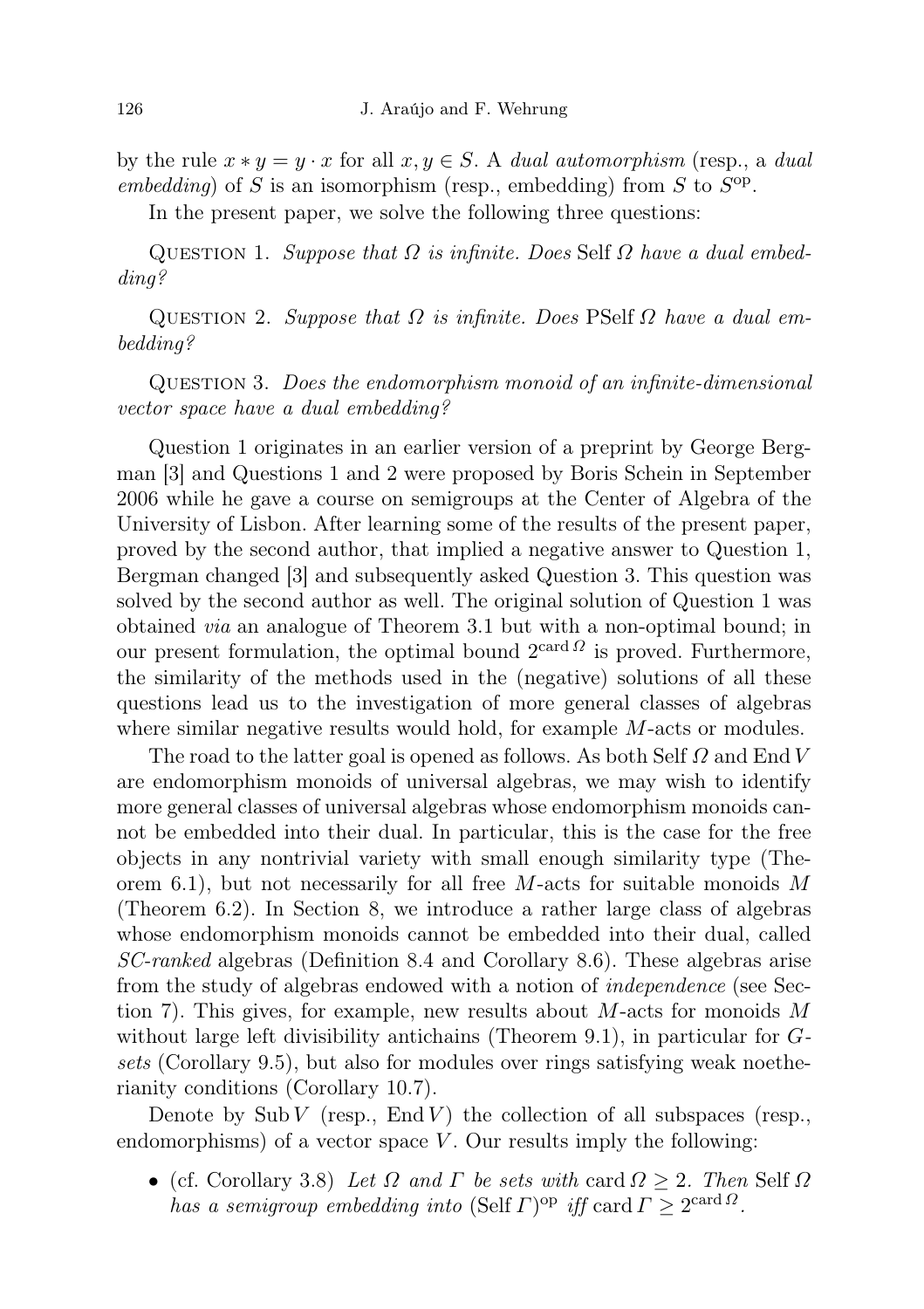by the rule $x * y = y \cdot x$ for all $x, y \in S$. A *dual automorphism* (resp., a *dual embedding*) of $S$ is an isomorphism (resp., embedding) from $S$ to $S^{\mathrm{op}}$.

In the present paper, we solve the following three questions:

Question 1. *Suppose that $\Omega$ is infinite. Does* $\operatorname{Self} \Omega$ *have a dual embedding?*

Question 2. *Suppose that $\Omega$ is infinite. Does* $\operatorname{PSelf} \Omega$ *have a dual embedding?*

Question 3. *Does the endomorphism monoid of an infinite-dimensional vector space have a dual embedding?*

Question 1 originates in an earlier version of a preprint by George Bergman [3] and Questions 1 and 2 were proposed by Boris Schein in September 2006 while he gave a course on semigroups at the Center of Algebra of the University of Lisbon. After learning some of the results of the present paper, proved by the second author, that implied a negative answer to Question 1, Bergman changed [3] and subsequently asked Question 3. This question was solved by the second author as well. The original solution of Question 1 was obtained *via* an analogue of Theorem 3.1 but with a non-optimal bound; in our present formulation, the optimal bound $2^{\operatorname{card} \Omega}$ is proved. Furthermore, the similarity of the methods used in the (negative) solutions of all these questions lead us to the investigation of more general classes of algebras where similar negative results would hold, for example $M$-acts or modules.

The road to the latter goal is opened as follows. As both $\operatorname{Self} \Omega$ and $\operatorname{End} V$ are endomorphism monoids of universal algebras, we may wish to identify more general classes of universal algebras whose endomorphism monoids cannot be embedded into their dual. In particular, this is the case for the free objects in any nontrivial variety with small enough similarity type (Theorem 6.1), but not necessarily for all free $M$-acts for suitable monoids $M$ (Theorem 6.2). In Section 8, we introduce a rather large class of algebras whose endomorphism monoids cannot be embedded into their dual, called *SC-ranked* algebras (Definition 8.4 and Corollary 8.6). These algebras arise from the study of algebras endowed with a notion of *independence* (see Section 7). This gives, for example, new results about $M$-acts for monoids $M$ without large left divisibility antichains (Theorem 9.1), in particular for *$G$-sets* (Corollary 9.5), but also for modules over rings satisfying weak noetherianity conditions (Corollary 10.7).

Denote by $\operatorname{Sub} V$ (resp., $\operatorname{End} V$) the collection of all subspaces (resp., endomorphisms) of a vector space $V$. Our results imply the following:

- (cf. Corollary 3.8) *Let $\Omega$ and $\Gamma$ be sets with* $\operatorname{card} \Omega \geq 2$. *Then* $\operatorname{Self} \Omega$ *has a semigroup embedding into* $(\operatorname{Self} \Gamma)^{\mathrm{op}}$ *iff* $\operatorname{card} \Gamma \geq 2^{\operatorname{card} \Omega}$.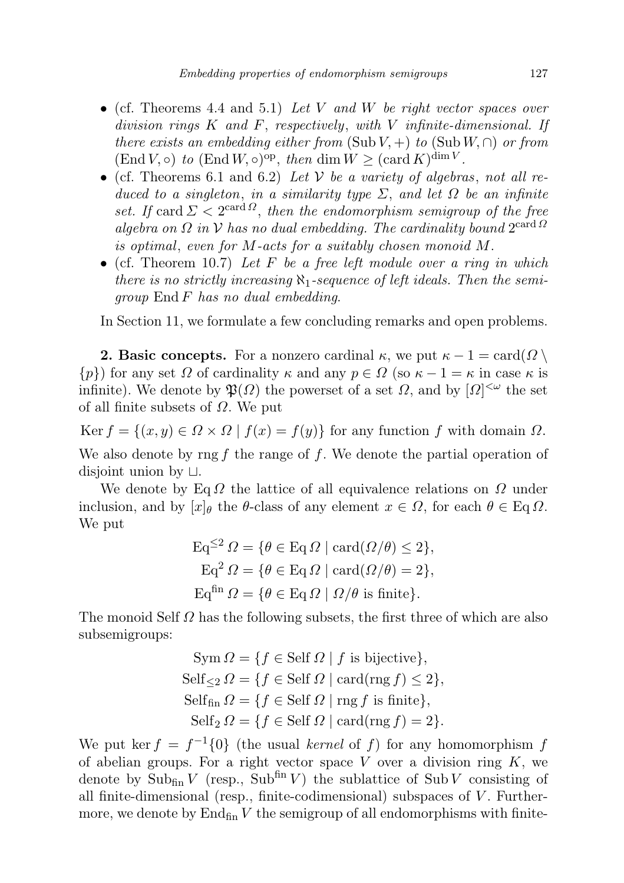- (cf. Theorems 4.4 and 5.1) *Let $V$ and $W$ be right vector spaces over division rings $K$ and $F$, respectively, with $V$ infinite-dimensional. If there exists an embedding either from* $(\operatorname{Sub} V, +)$ *to* $(\operatorname{Sub} W, \cap)$ *or from* $(\operatorname{End} V, \circ)$ *to* $(\operatorname{End} W, \circ)^{\mathrm{op}}$, *then* $\dim W \geq (\operatorname{card} K)^{\dim V}$.
- (cf. Theorems 6.1 and 6.2) *Let $\mathcal{V}$ be a variety of algebras, not all reduced to a singleton, in a similarity type $\Sigma$, and let $\Omega$ be an infinite set. If* $\operatorname{card} \Sigma < 2^{\operatorname{card} \Omega}$, *then the endomorphism semigroup of the free algebra on $\Omega$ in $\mathcal{V}$ has no dual embedding. The cardinality bound* $2^{\operatorname{card} \Omega}$ *is optimal, even for $M$-acts for a suitably chosen monoid $M$.*
- (cf. Theorem 10.7) *Let $F$ be a free left module over a ring in which there is no strictly increasing $\aleph_1$-sequence of left ideals. Then the semigroup* $\operatorname{End} F$ *has no dual embedding.*

In Section 11, we formulate a few concluding remarks and open problems.

**2. Basic concepts.** For a nonzero cardinal $\kappa$, we put $\kappa - 1 = \operatorname{card}(\Omega \setminus \{p\})$ for any set $\Omega$ of cardinality $\kappa$ and any $p \in \Omega$ (so $\kappa - 1 = \kappa$ in case $\kappa$ is infinite). We denote by $\mathfrak{P}(\Omega)$ the powerset of a set $\Omega$, and by $[\Omega]^{<\omega}$ the set of all finite subsets of $\Omega$. We put

$$\operatorname{Ker} f = \{(x, y) \in \Omega \times \Omega \mid f(x) = f(y)\} \text{ for any function } f \text{ with domain } \Omega.$$

We also denote by $\operatorname{rng} f$ the range of $f$. We denote the partial operation of disjoint union by $\sqcup$.

We denote by $\operatorname{Eq} \Omega$ the lattice of all equivalence relations on $\Omega$ under inclusion, and by $[x]_\theta$ the $\theta$-class of any element $x \in \Omega$, for each $\theta \in \operatorname{Eq} \Omega$. We put

$$\operatorname{Eq}^{\leq 2} \Omega = \{\theta \in \operatorname{Eq} \Omega \mid \operatorname{card}(\Omega/\theta) \leq 2\},$$
$$\operatorname{Eq}^{2} \Omega = \{\theta \in \operatorname{Eq} \Omega \mid \operatorname{card}(\Omega/\theta) = 2\},$$
$$\operatorname{Eq}^{\mathrm{fin}} \Omega = \{\theta \in \operatorname{Eq} \Omega \mid \Omega/\theta \text{ is finite}\}.$$

The monoid $\operatorname{Self} \Omega$ has the following subsets, the first three of which are also subsemigroups:

$$\operatorname{Sym} \Omega = \{f \in \operatorname{Self} \Omega \mid f \text{ is bijective}\},$$
$$\operatorname{Self}_{\leq 2} \Omega = \{f \in \operatorname{Self} \Omega \mid \operatorname{card}(\operatorname{rng} f) \leq 2\},$$
$$\operatorname{Self}_{\mathrm{fin}} \Omega = \{f \in \operatorname{Self} \Omega \mid \operatorname{rng} f \text{ is finite}\},$$
$$\operatorname{Self}_{2} \Omega = \{f \in \operatorname{Self} \Omega \mid \operatorname{card}(\operatorname{rng} f) = 2\}.$$

We put $\ker f = f^{-1}\{0\}$ (the usual *kernel* of $f$) for any homomorphism $f$ of abelian groups. For a right vector space $V$ over a division ring $K$, we denote by $\operatorname{Sub}_{\mathrm{fin}} V$ (resp., $\operatorname{Sub}^{\mathrm{fin}} V$) the sublattice of $\operatorname{Sub} V$ consisting of all finite-dimensional (resp., finite-codimensional) subspaces of $V$. Furthermore, we denote by $\operatorname{End}_{\mathrm{fin}} V$ the semigroup of all endomorphisms with finite-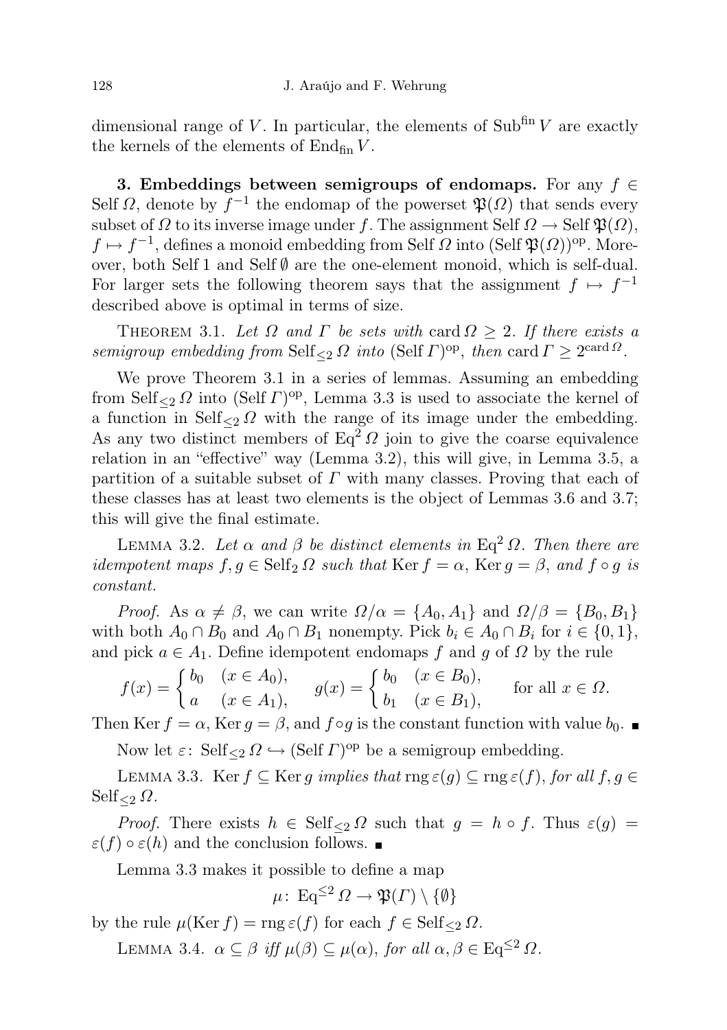dimensional range of $V$. In particular, the elements of $\mathrm{Sub}^{\mathrm{fin}}\, V$ are exactly the kernels of the elements of $\mathrm{End}_{\mathrm{fin}}\, V$.

**3. Embeddings between semigroups of endomaps.** For any $f \in \mathrm{Self}\,\Omega$, denote by $f^{-1}$ the endomap of the powerset $\mathfrak{P}(\Omega)$ that sends every subset of $\Omega$ to its inverse image under $f$. The assignment $\mathrm{Self}\,\Omega \to \mathrm{Self}\,\mathfrak{P}(\Omega)$, $f \mapsto f^{-1}$, defines a monoid embedding from $\mathrm{Self}\,\Omega$ into $(\mathrm{Self}\,\mathfrak{P}(\Omega))^{\mathrm{op}}$. Moreover, both $\mathrm{Self}\,1$ and $\mathrm{Self}\,\emptyset$ are the one-element monoid, which is self-dual. For larger sets the following theorem says that the assignment $f \mapsto f^{-1}$ described above is optimal in terms of size.

Theorem 3.1. *Let $\Omega$ and $\Gamma$ be sets with $\mathrm{card}\,\Omega \geq 2$. If there exists a semigroup embedding from $\mathrm{Self}_{\leq 2}\,\Omega$ into $(\mathrm{Self}\,\Gamma)^{\mathrm{op}}$, then $\mathrm{card}\,\Gamma \geq 2^{\mathrm{card}\,\Omega}$.*

We prove Theorem 3.1 in a series of lemmas. Assuming an embedding from $\mathrm{Self}_{\leq 2}\,\Omega$ into $(\mathrm{Self}\,\Gamma)^{\mathrm{op}}$, Lemma 3.3 is used to associate the kernel of a function in $\mathrm{Self}_{\leq 2}\,\Omega$ with the range of its image under the embedding. As any two distinct members of $\mathrm{Eq}^2\,\Omega$ join to give the coarse equivalence relation in an "effective" way (Lemma 3.2), this will give, in Lemma 3.5, a partition of a suitable subset of $\Gamma$ with many classes. Proving that each of these classes has at least two elements is the object of Lemmas 3.6 and 3.7; this will give the final estimate.

Lemma 3.2. *Let $\alpha$ and $\beta$ be distinct elements in $\mathrm{Eq}^2\,\Omega$. Then there are idempotent maps $f, g \in \mathrm{Self}_2\,\Omega$ such that $\mathrm{Ker}\,f = \alpha$, $\mathrm{Ker}\,g = \beta$, and $f \circ g$ is constant.*

*Proof.* As $\alpha \neq \beta$, we can write $\Omega/\alpha = \{A_0, A_1\}$ and $\Omega/\beta = \{B_0, B_1\}$ with both $A_0 \cap B_0$ and $A_0 \cap B_1$ nonempty. Pick $b_i \in A_0 \cap B_i$ for $i \in \{0, 1\}$, and pick $a \in A_1$. Define idempotent endomaps $f$ and $g$ of $\Omega$ by the rule

$$f(x) = \begin{cases} b_0 & (x \in A_0), \\ a & (x \in A_1), \end{cases} \qquad g(x) = \begin{cases} b_0 & (x \in B_0), \\ b_1 & (x \in B_1), \end{cases} \qquad \text{for all } x \in \Omega.$$

Then $\mathrm{Ker}\,f = \alpha$, $\mathrm{Ker}\,g = \beta$, and $f \circ g$ is the constant function with value $b_0$. ∎

Now let $\varepsilon\colon \mathrm{Self}_{\leq 2}\,\Omega \hookrightarrow (\mathrm{Self}\,\Gamma)^{\mathrm{op}}$ be a semigroup embedding.

Lemma 3.3. *$\mathrm{Ker}\,f \subseteq \mathrm{Ker}\,g$ implies that $\mathrm{rng}\,\varepsilon(g) \subseteq \mathrm{rng}\,\varepsilon(f)$, for all $f, g \in \mathrm{Self}_{\leq 2}\,\Omega$.*

*Proof.* There exists $h \in \mathrm{Self}_{\leq 2}\,\Omega$ such that $g = h \circ f$. Thus $\varepsilon(g) = \varepsilon(f) \circ \varepsilon(h)$ and the conclusion follows. ∎

Lemma 3.3 makes it possible to define a map

$$\mu\colon \mathrm{Eq}^{\leq 2}\,\Omega \to \mathfrak{P}(\Gamma) \setminus \{\emptyset\}$$

by the rule $\mu(\mathrm{Ker}\,f) = \mathrm{rng}\,\varepsilon(f)$ for each $f \in \mathrm{Self}_{\leq 2}\,\Omega$.

Lemma 3.4. *$\alpha \subseteq \beta$ iff $\mu(\beta) \subseteq \mu(\alpha)$, for all $\alpha, \beta \in \mathrm{Eq}^{\leq 2}\,\Omega$.*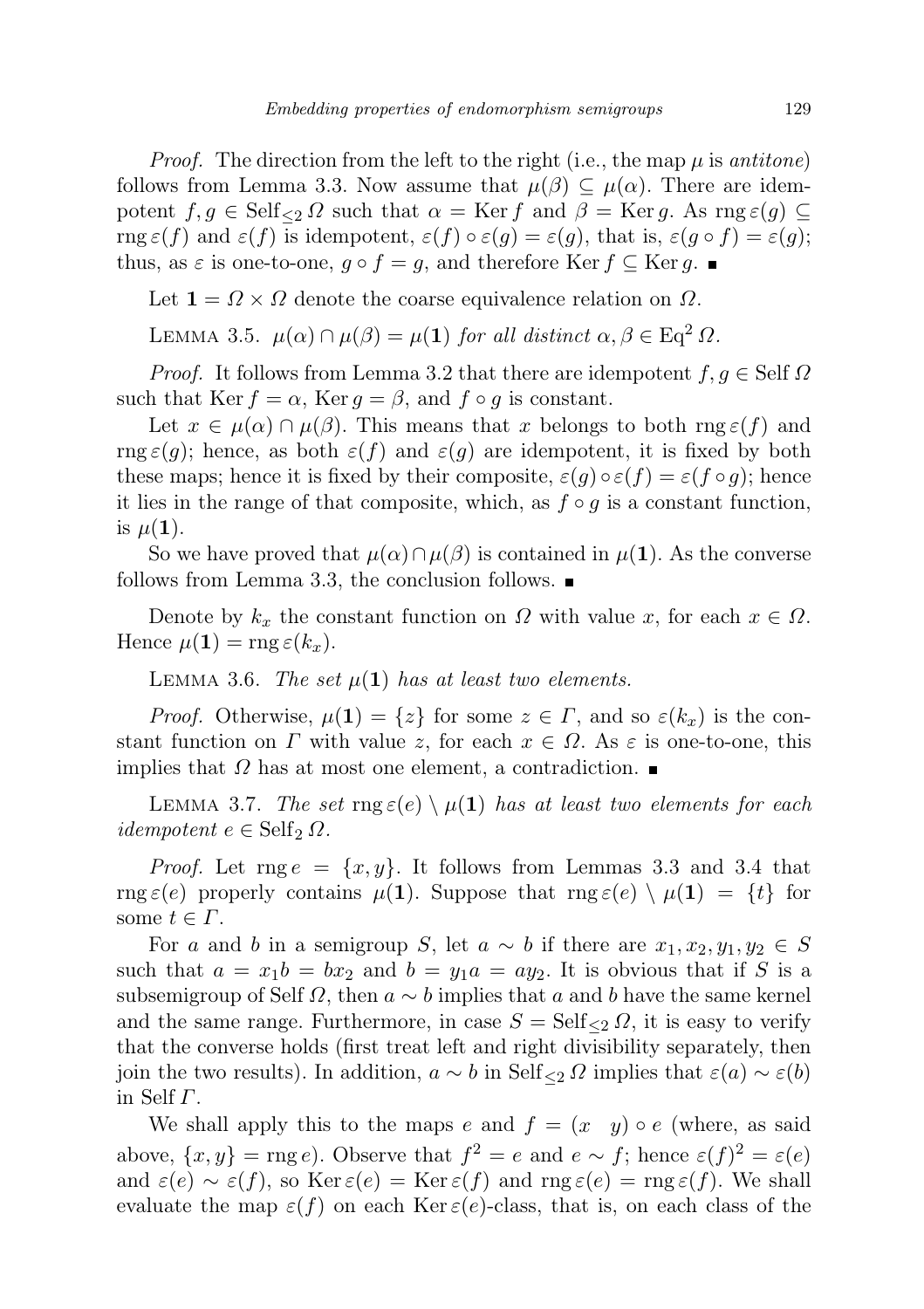*Proof.* The direction from the left to the right (i.e., the map $\mu$ is *antitone*) follows from Lemma 3.3. Now assume that $\mu(\beta) \subseteq \mu(\alpha)$. There are idempotent $f, g \in \mathrm{Self}_{\leq 2}\,\Omega$ such that $\alpha = \operatorname{Ker} f$ and $\beta = \operatorname{Ker} g$. As $\operatorname{rng} \varepsilon(g) \subseteq \operatorname{rng} \varepsilon(f)$ and $\varepsilon(f)$ is idempotent, $\varepsilon(f) \circ \varepsilon(g) = \varepsilon(g)$, that is, $\varepsilon(g \circ f) = \varepsilon(g)$; thus, as $\varepsilon$ is one-to-one, $g \circ f = g$, and therefore $\operatorname{Ker} f \subseteq \operatorname{Ker} g$. ■

Let $\mathbf{1} = \Omega \times \Omega$ denote the coarse equivalence relation on $\Omega$.

LEMMA 3.5. *$\mu(\alpha) \cap \mu(\beta) = \mu(\mathbf{1})$ for all distinct $\alpha, \beta \in \mathrm{Eq}^2\,\Omega$.*

*Proof.* It follows from Lemma 3.2 that there are idempotent $f, g \in \mathrm{Self}\,\Omega$ such that $\operatorname{Ker} f = \alpha$, $\operatorname{Ker} g = \beta$, and $f \circ g$ is constant.

Let $x \in \mu(\alpha) \cap \mu(\beta)$. This means that $x$ belongs to both $\operatorname{rng} \varepsilon(f)$ and $\operatorname{rng} \varepsilon(g)$; hence, as both $\varepsilon(f)$ and $\varepsilon(g)$ are idempotent, it is fixed by both these maps; hence it is fixed by their composite, $\varepsilon(g) \circ \varepsilon(f) = \varepsilon(f \circ g)$; hence it lies in the range of that composite, which, as $f \circ g$ is a constant function, is $\mu(\mathbf{1})$.

So we have proved that $\mu(\alpha) \cap \mu(\beta)$ is contained in $\mu(\mathbf{1})$. As the converse follows from Lemma 3.3, the conclusion follows. ■

Denote by $k_x$ the constant function on $\Omega$ with value $x$, for each $x \in \Omega$. Hence $\mu(\mathbf{1}) = \operatorname{rng} \varepsilon(k_x)$.

LEMMA 3.6. *The set $\mu(\mathbf{1})$ has at least two elements.*

*Proof.* Otherwise, $\mu(\mathbf{1}) = \{z\}$ for some $z \in \Gamma$, and so $\varepsilon(k_x)$ is the constant function on $\Gamma$ with value $z$, for each $x \in \Omega$. As $\varepsilon$ is one-to-one, this implies that $\Omega$ has at most one element, a contradiction. ■

LEMMA 3.7. *The set $\operatorname{rng} \varepsilon(e) \setminus \mu(\mathbf{1})$ has at least two elements for each idempotent $e \in \mathrm{Self}_2\,\Omega$.*

*Proof.* Let $\operatorname{rng} e = \{x, y\}$. It follows from Lemmas 3.3 and 3.4 that $\operatorname{rng} \varepsilon(e)$ properly contains $\mu(\mathbf{1})$. Suppose that $\operatorname{rng} \varepsilon(e) \setminus \mu(\mathbf{1}) = \{t\}$ for some $t \in \Gamma$.

For $a$ and $b$ in a semigroup $S$, let $a \sim b$ if there are $x_1, x_2, y_1, y_2 \in S$ such that $a = x_1 b = b x_2$ and $b = y_1 a = a y_2$. It is obvious that if $S$ is a subsemigroup of $\mathrm{Self}\,\Omega$, then $a \sim b$ implies that $a$ and $b$ have the same kernel and the same range. Furthermore, in case $S = \mathrm{Self}_{\leq 2}\,\Omega$, it is easy to verify that the converse holds (first treat left and right divisibility separately, then join the two results). In addition, $a \sim b$ in $\mathrm{Self}_{\leq 2}\,\Omega$ implies that $\varepsilon(a) \sim \varepsilon(b)$ in $\mathrm{Self}\,\Gamma$.

We shall apply this to the maps $e$ and $f = (x\ \ y) \circ e$ (where, as said above, $\{x, y\} = \operatorname{rng} e$). Observe that $f^2 = e$ and $e \sim f$; hence $\varepsilon(f)^2 = \varepsilon(e)$ and $\varepsilon(e) \sim \varepsilon(f)$, so $\operatorname{Ker} \varepsilon(e) = \operatorname{Ker} \varepsilon(f)$ and $\operatorname{rng} \varepsilon(e) = \operatorname{rng} \varepsilon(f)$. We shall evaluate the map $\varepsilon(f)$ on each $\operatorname{Ker} \varepsilon(e)$-class, that is, on each class of the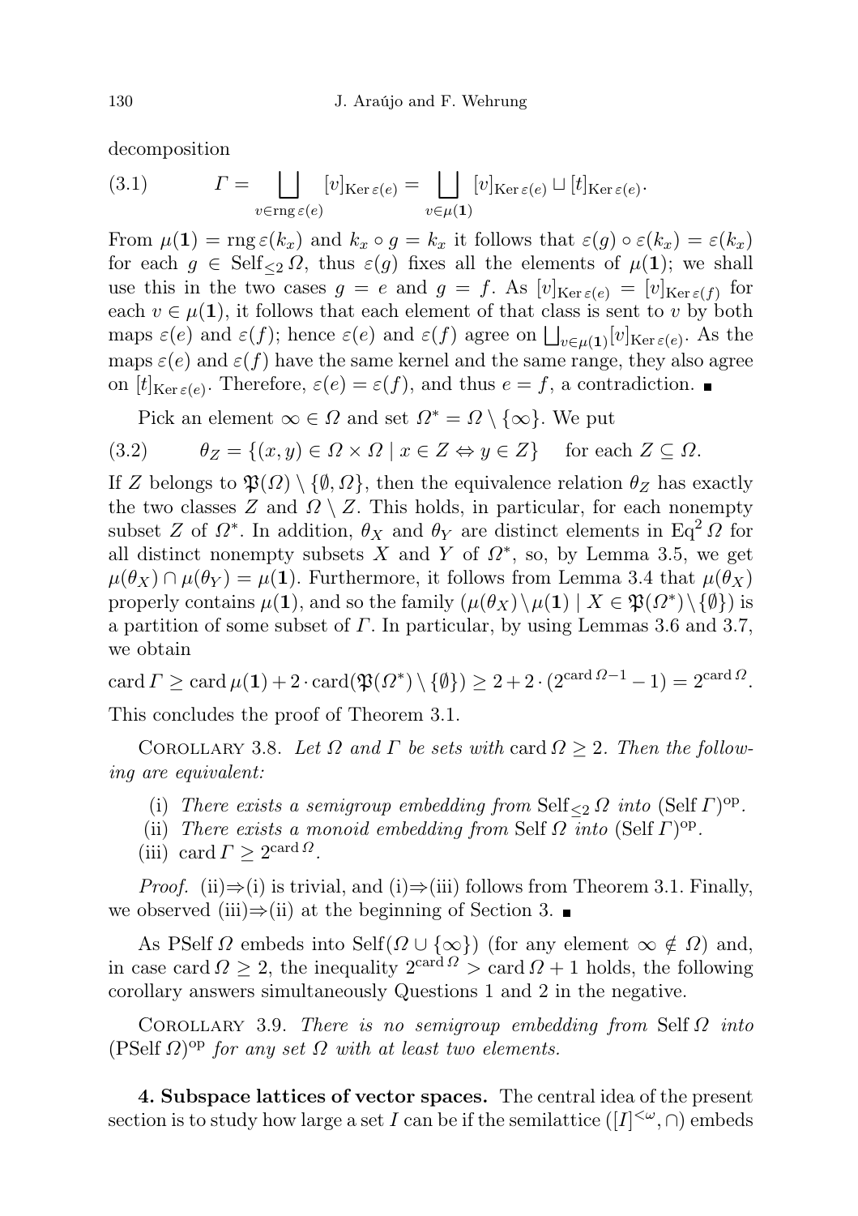decomposition

$$(3.1)\qquad \Gamma = \bigsqcup_{v \in \operatorname{rng} \varepsilon(e)} [v]_{\operatorname{Ker} \varepsilon(e)} = \bigsqcup_{v \in \mu(\mathbf{1})} [v]_{\operatorname{Ker} \varepsilon(e)} \sqcup [t]_{\operatorname{Ker} \varepsilon(e)}.$$

From $\mu(\mathbf{1}) = \operatorname{rng} \varepsilon(k_x)$ and $k_x \circ g = k_x$ it follows that $\varepsilon(g) \circ \varepsilon(k_x) = \varepsilon(k_x)$ for each $g \in \operatorname{Self}_{\leq 2} \Omega$, thus $\varepsilon(g)$ fixes all the elements of $\mu(\mathbf{1})$; we shall use this in the two cases $g = e$ and $g = f$. As $[v]_{\operatorname{Ker} \varepsilon(e)} = [v]_{\operatorname{Ker} \varepsilon(f)}$ for each $v \in \mu(\mathbf{1})$, it follows that each element of that class is sent to $v$ by both maps $\varepsilon(e)$ and $\varepsilon(f)$; hence $\varepsilon(e)$ and $\varepsilon(f)$ agree on $\bigsqcup_{v \in \mu(\mathbf{1})} [v]_{\operatorname{Ker} \varepsilon(e)}$. As the maps $\varepsilon(e)$ and $\varepsilon(f)$ have the same kernel and the same range, they also agree on $[t]_{\operatorname{Ker} \varepsilon(e)}$. Therefore, $\varepsilon(e) = \varepsilon(f)$, and thus $e = f$, a contradiction. ∎

Pick an element $\infty \in \Omega$ and set $\Omega^* = \Omega \setminus \{\infty\}$. We put

$$(3.2)\qquad \theta_Z = \{(x, y) \in \Omega \times \Omega \mid x \in Z \Leftrightarrow y \in Z\} \quad \text{for each } Z \subseteq \Omega.$$

If $Z$ belongs to $\mathfrak{P}(\Omega) \setminus \{\emptyset, \Omega\}$, then the equivalence relation $\theta_Z$ has exactly the two classes $Z$ and $\Omega \setminus Z$. This holds, in particular, for each nonempty subset $Z$ of $\Omega^*$. In addition, $\theta_X$ and $\theta_Y$ are distinct elements in $\operatorname{Eq}^2 \Omega$ for all distinct nonempty subsets $X$ and $Y$ of $\Omega^*$, so, by Lemma 3.5, we get $\mu(\theta_X) \cap \mu(\theta_Y) = \mu(\mathbf{1})$. Furthermore, it follows from Lemma 3.4 that $\mu(\theta_X)$ properly contains $\mu(\mathbf{1})$, and so the family $(\mu(\theta_X) \setminus \mu(\mathbf{1}) \mid X \in \mathfrak{P}(\Omega^*) \setminus \{\emptyset\})$ is a partition of some subset of $\Gamma$. In particular, by using Lemmas 3.6 and 3.7, we obtain

$$\operatorname{card} \Gamma \geq \operatorname{card} \mu(\mathbf{1}) + 2 \cdot \operatorname{card}(\mathfrak{P}(\Omega^*) \setminus \{\emptyset\}) \geq 2 + 2 \cdot (2^{\operatorname{card} \Omega - 1} - 1) = 2^{\operatorname{card} \Omega}.$$

This concludes the proof of Theorem 3.1.

Corollary 3.8. *Let $\Omega$ and $\Gamma$ be sets with $\operatorname{card} \Omega \geq 2$. Then the following are equivalent:*

(i) *There exists a semigroup embedding from $\operatorname{Self}_{\leq 2} \Omega$ into $(\operatorname{Self} \Gamma)^{\mathrm{op}}$.*
(ii) *There exists a monoid embedding from $\operatorname{Self} \Omega$ into $(\operatorname{Self} \Gamma)^{\mathrm{op}}$.*
(iii) $\operatorname{card} \Gamma \geq 2^{\operatorname{card} \Omega}$.

*Proof.* (ii)⇒(i) is trivial, and (i)⇒(iii) follows from Theorem 3.1. Finally, we observed (iii)⇒(ii) at the beginning of Section 3. ∎

As $\operatorname{PSelf} \Omega$ embeds into $\operatorname{Self}(\Omega \cup \{\infty\})$ (for any element $\infty \notin \Omega$) and, in case $\operatorname{card} \Omega \geq 2$, the inequality $2^{\operatorname{card} \Omega} > \operatorname{card} \Omega + 1$ holds, the following corollary answers simultaneously Questions 1 and 2 in the negative.

Corollary 3.9. *There is no semigroup embedding from $\operatorname{Self} \Omega$ into $(\operatorname{PSelf} \Omega)^{\mathrm{op}}$ for any set $\Omega$ with at least two elements.*

**4. Subspace lattices of vector spaces.** The central idea of the present section is to study how large a set $I$ can be if the semilattice $([I]^{<\omega}, \cap)$ embeds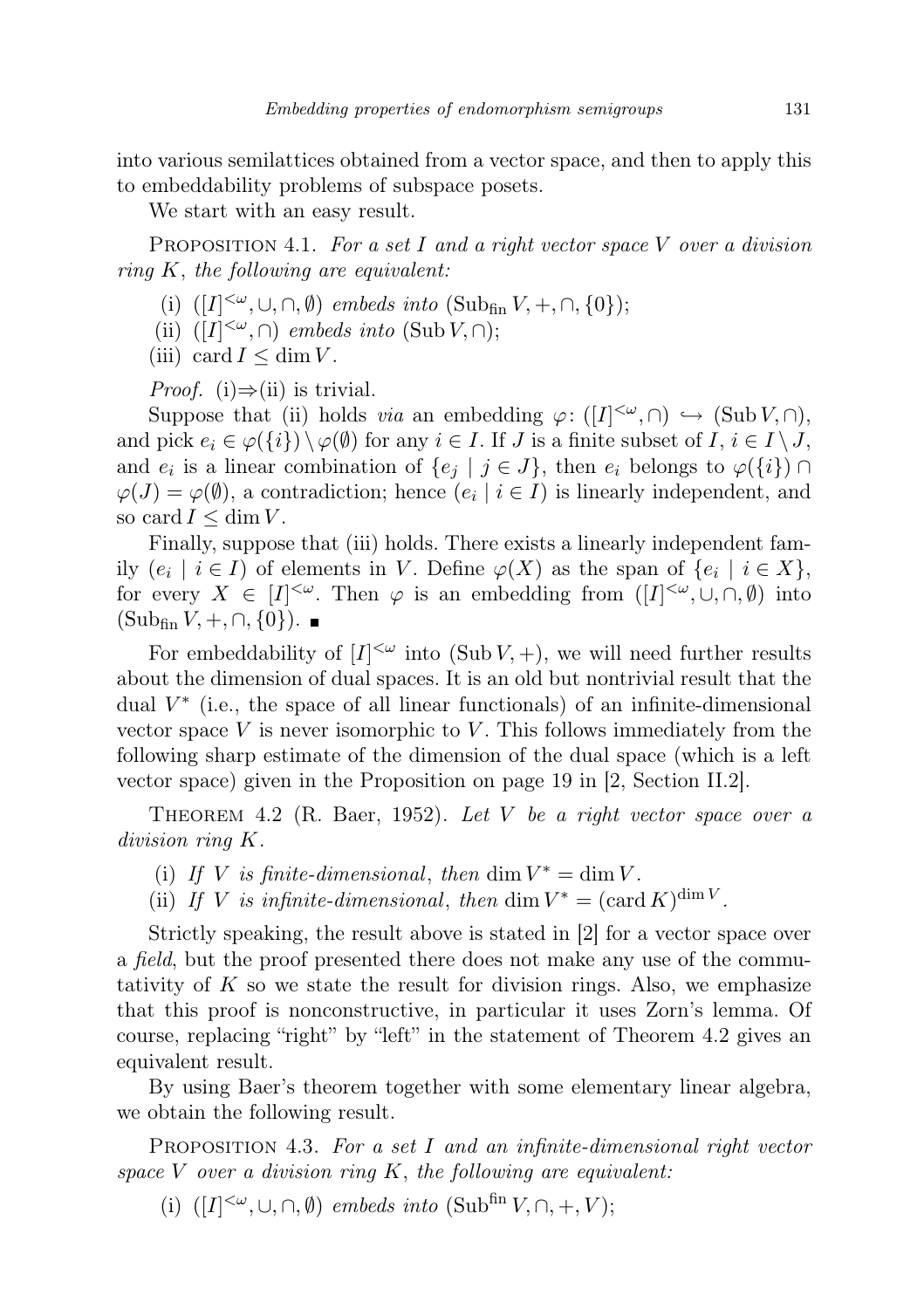into various semilattices obtained from a vector space, and then to apply this to embeddability problems of subspace posets.

We start with an easy result.

Proposition 4.1. *For a set $I$ and a right vector space $V$ over a division ring $K$, the following are equivalent:*

(i) $([I]^{<\omega}, \cup, \cap, \emptyset)$ *embeds into* $(\mathrm{Sub}_{\mathrm{fin}}\, V, +, \cap, \{0\})$;

(ii) $([I]^{<\omega}, \cap)$ *embeds into* $(\mathrm{Sub}\, V, \cap)$;

(iii) $\mathrm{card}\, I \leq \dim V$.

*Proof.* (i)⇒(ii) is trivial.

Suppose that (ii) holds *via* an embedding $\varphi\colon ([I]^{<\omega}, \cap) \hookrightarrow (\mathrm{Sub}\, V, \cap)$, and pick $e_i \in \varphi(\{i\}) \setminus \varphi(\emptyset)$ for any $i \in I$. If $J$ is a finite subset of $I$, $i \in I \setminus J$, and $e_i$ is a linear combination of $\{e_j \mid j \in J\}$, then $e_i$ belongs to $\varphi(\{i\}) \cap \varphi(J) = \varphi(\emptyset)$, a contradiction; hence $(e_i \mid i \in I)$ is linearly independent, and so $\mathrm{card}\, I \leq \dim V$.

Finally, suppose that (iii) holds. There exists a linearly independent family $(e_i \mid i \in I)$ of elements in $V$. Define $\varphi(X)$ as the span of $\{e_i \mid i \in X\}$, for every $X \in [I]^{<\omega}$. Then $\varphi$ is an embedding from $([I]^{<\omega}, \cup, \cap, \emptyset)$ into $(\mathrm{Sub}_{\mathrm{fin}}\, V, +, \cap, \{0\})$. ∎

For embeddability of $[I]^{<\omega}$ into $(\mathrm{Sub}\, V, +)$, we will need further results about the dimension of dual spaces. It is an old but nontrivial result that the dual $V^*$ (i.e., the space of all linear functionals) of an infinite-dimensional vector space $V$ is never isomorphic to $V$. This follows immediately from the following sharp estimate of the dimension of the dual space (which is a left vector space) given in the Proposition on page 19 in [2, Section II.2].

Theorem 4.2 (R. Baer, 1952). *Let $V$ be a right vector space over a division ring $K$.*

(i) *If $V$ is finite-dimensional*, *then* $\dim V^* = \dim V$.

(ii) *If $V$ is infinite-dimensional*, *then* $\dim V^* = (\mathrm{card}\, K)^{\dim V}$.

Strictly speaking, the result above is stated in [2] for a vector space over a *field*, but the proof presented there does not make any use of the commutativity of $K$ so we state the result for division rings. Also, we emphasize that this proof is nonconstructive, in particular it uses Zorn's lemma. Of course, replacing "right" by "left" in the statement of Theorem 4.2 gives an equivalent result.

By using Baer's theorem together with some elementary linear algebra, we obtain the following result.

Proposition 4.3. *For a set $I$ and an infinite-dimensional right vector space $V$ over a division ring $K$, the following are equivalent:*

(i) $([I]^{<\omega}, \cup, \cap, \emptyset)$ *embeds into* $(\mathrm{Sub}^{\mathrm{fin}}\, V, \cap, +, V)$;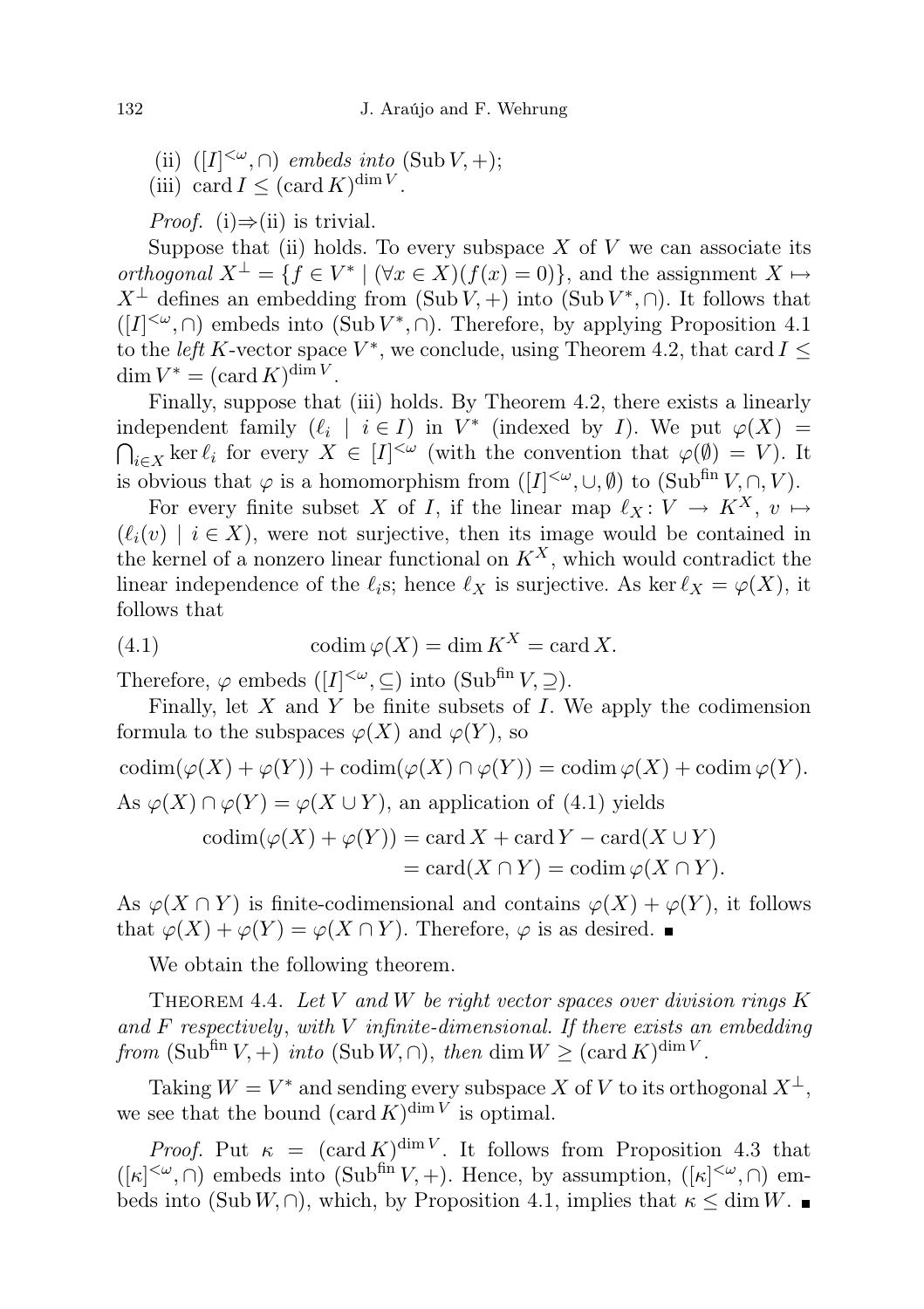(ii) $([I]^{<\omega}, \cap)$ *embeds into* $(\operatorname{Sub} V, +)$;

(iii) $\operatorname{card} I \leq (\operatorname{card} K)^{\dim V}$.

*Proof.* (i)⇒(ii) is trivial.

Suppose that (ii) holds. To every subspace $X$ of $V$ we can associate its *orthogonal* $X^{\perp} = \{f \in V^* \mid (\forall x \in X)(f(x) = 0)\}$, and the assignment $X \mapsto X^{\perp}$ defines an embedding from $(\operatorname{Sub} V, +)$ into $(\operatorname{Sub} V^*, \cap)$. It follows that $([I]^{<\omega}, \cap)$ embeds into $(\operatorname{Sub} V^*, \cap)$. Therefore, by applying Proposition 4.1 to the *left* $K$-vector space $V^*$, we conclude, using Theorem 4.2, that $\operatorname{card} I \leq \dim V^* = (\operatorname{card} K)^{\dim V}$.

Finally, suppose that (iii) holds. By Theorem 4.2, there exists a linearly independent family $(\ell_i \mid i \in I)$ in $V^*$ (indexed by $I$). We put $\varphi(X) = \bigcap_{i \in X} \ker \ell_i$ for every $X \in [I]^{<\omega}$ (with the convention that $\varphi(\emptyset) = V$). It is obvious that $\varphi$ is a homomorphism from $([I]^{<\omega}, \cup, \emptyset)$ to $(\operatorname{Sub}^{\mathrm{fin}} V, \cap, V)$.

For every finite subset $X$ of $I$, if the linear map $\ell_X : V \to K^X$, $v \mapsto (\ell_i(v) \mid i \in X)$, were not surjective, then its image would be contained in the kernel of a nonzero linear functional on $K^X$, which would contradict the linear independence of the $\ell_i$s; hence $\ell_X$ is surjective. As $\ker \ell_X = \varphi(X)$, it follows that

$$\operatorname{codim} \varphi(X) = \dim K^X = \operatorname{card} X. \tag{4.1}$$

Therefore, $\varphi$ embeds $([I]^{<\omega}, \subseteq)$ into $(\operatorname{Sub}^{\mathrm{fin}} V, \supseteq)$.

Finally, let $X$ and $Y$ be finite subsets of $I$. We apply the codimension formula to the subspaces $\varphi(X)$ and $\varphi(Y)$, so

$$\operatorname{codim}(\varphi(X) + \varphi(Y)) + \operatorname{codim}(\varphi(X) \cap \varphi(Y)) = \operatorname{codim} \varphi(X) + \operatorname{codim} \varphi(Y).$$

As $\varphi(X) \cap \varphi(Y) = \varphi(X \cup Y)$, an application of (4.1) yields

$$\begin{aligned} \operatorname{codim}(\varphi(X) + \varphi(Y)) &= \operatorname{card} X + \operatorname{card} Y - \operatorname{card}(X \cup Y) \\ &= \operatorname{card}(X \cap Y) = \operatorname{codim} \varphi(X \cap Y). \end{aligned}$$

As $\varphi(X \cap Y)$ is finite-codimensional and contains $\varphi(X) + \varphi(Y)$, it follows that $\varphi(X) + \varphi(Y) = \varphi(X \cap Y)$. Therefore, $\varphi$ is as desired. ∎

We obtain the following theorem.

Theorem 4.4. *Let $V$ and $W$ be right vector spaces over division rings $K$ and $F$ respectively, with $V$ infinite-dimensional. If there exists an embedding from $(\operatorname{Sub}^{\mathrm{fin}} V, +)$ into $(\operatorname{Sub} W, \cap)$, then $\dim W \geq (\operatorname{card} K)^{\dim V}$.*

Taking $W = V^*$ and sending every subspace $X$ of $V$ to its orthogonal $X^{\perp}$, we see that the bound $(\operatorname{card} K)^{\dim V}$ is optimal.

*Proof.* Put $\kappa = (\operatorname{card} K)^{\dim V}$. It follows from Proposition 4.3 that $([\kappa]^{<\omega}, \cap)$ embeds into $(\operatorname{Sub}^{\mathrm{fin}} V, +)$. Hence, by assumption, $([\kappa]^{<\omega}, \cap)$ embeds into $(\operatorname{Sub} W, \cap)$, which, by Proposition 4.1, implies that $\kappa \leq \dim W$. ∎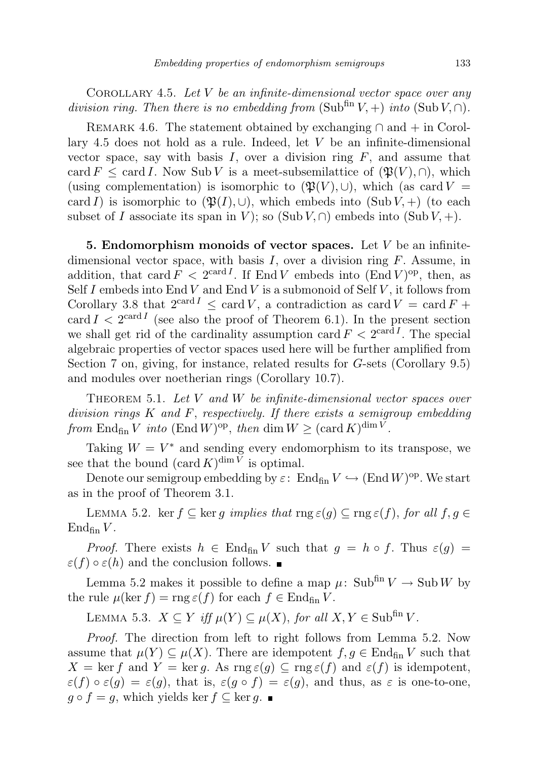Corollary 4.5. *Let $V$ be an infinite-dimensional vector space over any division ring. Then there is no embedding from* $(\mathrm{Sub}^{\mathrm{fin}} V, +)$ *into* $(\mathrm{Sub}\, V, \cap)$.

Remark 4.6. The statement obtained by exchanging $\cap$ and $+$ in Corollary 4.5 does not hold as a rule. Indeed, let $V$ be an infinite-dimensional vector space, say with basis $I$, over a division ring $F$, and assume that $\operatorname{card} F \leq \operatorname{card} I$. Now $\mathrm{Sub}\, V$ is a meet-subsemilattice of $(\mathfrak{P}(V), \cap)$, which (using complementation) is isomorphic to $(\mathfrak{P}(V), \cup)$, which (as $\operatorname{card} V = \operatorname{card} I$) is isomorphic to $(\mathfrak{P}(I), \cup)$, which embeds into $(\mathrm{Sub}\, V, +)$ (to each subset of $I$ associate its span in $V$); so $(\mathrm{Sub}\, V, \cap)$ embeds into $(\mathrm{Sub}\, V, +)$.

**5. Endomorphism monoids of vector spaces.** Let $V$ be an infinite-dimensional vector space, with basis $I$, over a division ring $F$. Assume, in addition, that $\operatorname{card} F < 2^{\operatorname{card} I}$. If $\mathrm{End}\, V$ embeds into $(\mathrm{End}\, V)^{\mathrm{op}}$, then, as $\mathrm{Self}\, I$ embeds into $\mathrm{End}\, V$ and $\mathrm{End}\, V$ is a submonoid of $\mathrm{Self}\, V$, it follows from Corollary 3.8 that $2^{\operatorname{card} I} \leq \operatorname{card} V$, a contradiction as $\operatorname{card} V = \operatorname{card} F + \operatorname{card} I < 2^{\operatorname{card} I}$ (see also the proof of Theorem 6.1). In the present section we shall get rid of the cardinality assumption $\operatorname{card} F < 2^{\operatorname{card} I}$. The special algebraic properties of vector spaces used here will be further amplified from Section 7 on, giving, for instance, related results for $G$-sets (Corollary 9.5) and modules over noetherian rings (Corollary 10.7).

Theorem 5.1. *Let $V$ and $W$ be infinite-dimensional vector spaces over division rings $K$ and $F$, respectively. If there exists a semigroup embedding from* $\mathrm{End}_{\mathrm{fin}}\, V$ *into* $(\mathrm{End}\, W)^{\mathrm{op}}$, *then* $\dim W \geq (\operatorname{card} K)^{\dim V}$.

Taking $W = V^*$ and sending every endomorphism to its transpose, we see that the bound $(\operatorname{card} K)^{\dim V}$ is optimal.

Denote our semigroup embedding by $\varepsilon\colon \mathrm{End}_{\mathrm{fin}}\, V \hookrightarrow (\mathrm{End}\, W)^{\mathrm{op}}$. We start as in the proof of Theorem 3.1.

Lemma 5.2. $\ker f \subseteq \ker g$ *implies that* $\operatorname{rng} \varepsilon(g) \subseteq \operatorname{rng} \varepsilon(f)$, *for all* $f, g \in \mathrm{End}_{\mathrm{fin}}\, V$.

*Proof.* There exists $h \in \mathrm{End}_{\mathrm{fin}}\, V$ such that $g = h \circ f$. Thus $\varepsilon(g) = \varepsilon(f) \circ \varepsilon(h)$ and the conclusion follows. ∎

Lemma 5.2 makes it possible to define a map $\mu\colon \mathrm{Sub}^{\mathrm{fin}} V \to \mathrm{Sub}\, W$ by the rule $\mu(\ker f) = \operatorname{rng} \varepsilon(f)$ for each $f \in \mathrm{End}_{\mathrm{fin}}\, V$.

Lemma 5.3. $X \subseteq Y$ *iff* $\mu(Y) \subseteq \mu(X)$, *for all* $X, Y \in \mathrm{Sub}^{\mathrm{fin}} V$.

*Proof.* The direction from left to right follows from Lemma 5.2. Now assume that $\mu(Y) \subseteq \mu(X)$. There are idempotent $f, g \in \mathrm{End}_{\mathrm{fin}}\, V$ such that $X = \ker f$ and $Y = \ker g$. As $\operatorname{rng} \varepsilon(g) \subseteq \operatorname{rng} \varepsilon(f)$ and $\varepsilon(f)$ is idempotent, $\varepsilon(f) \circ \varepsilon(g) = \varepsilon(g)$, that is, $\varepsilon(g \circ f) = \varepsilon(g)$, and thus, as $\varepsilon$ is one-to-one, $g \circ f = g$, which yields $\ker f \subseteq \ker g$. ∎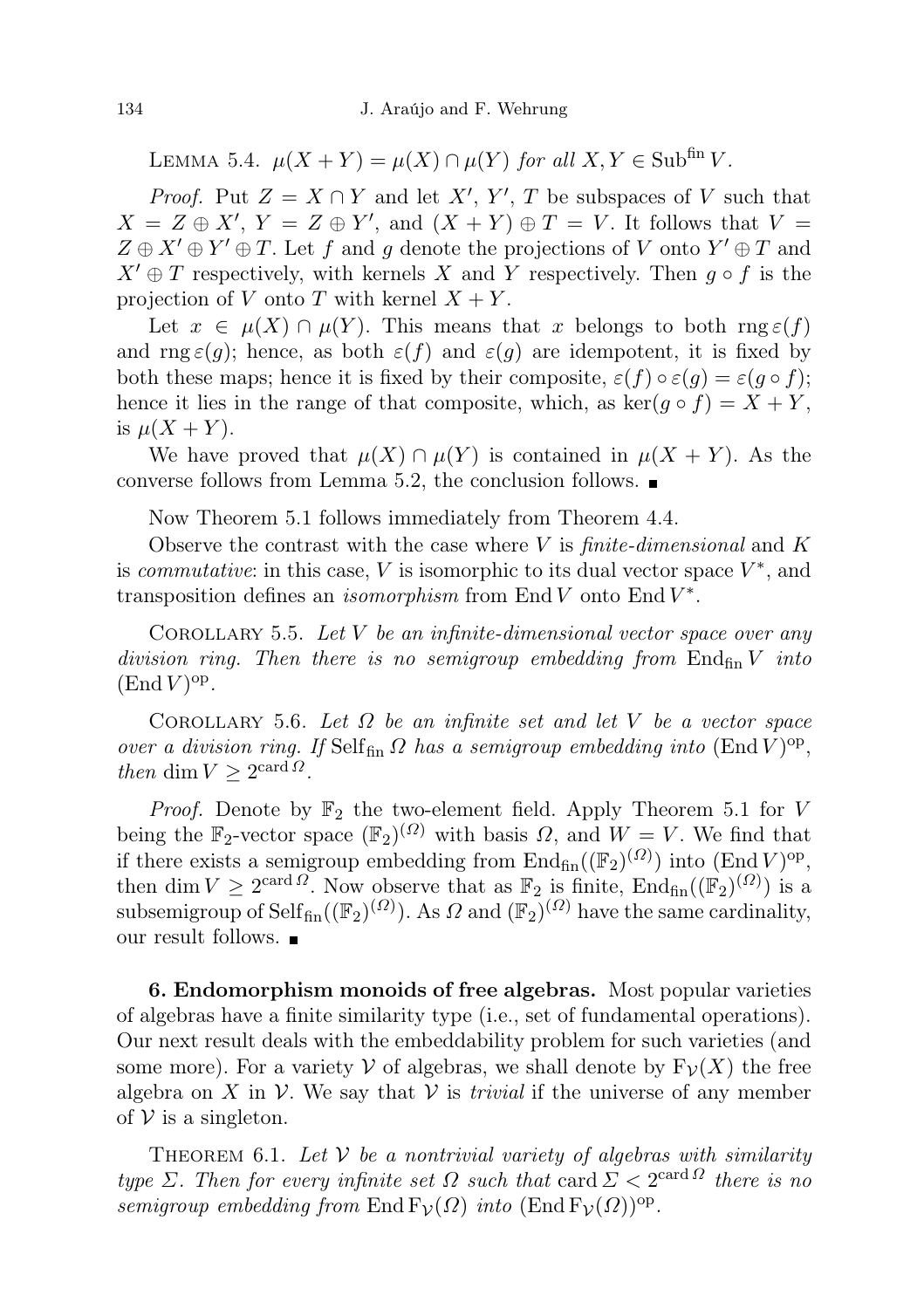Lemma 5.4. *$\mu(X+Y)=\mu(X)\cap\mu(Y)$ for all $X,Y\in\mathrm{Sub}^{\mathrm{fin}}\,V$.*

*Proof.* Put $Z=X\cap Y$ and let $X'$, $Y'$, $T$ be subspaces of $V$ such that $X=Z\oplus X'$, $Y=Z\oplus Y'$, and $(X+Y)\oplus T=V$. It follows that $V=Z\oplus X'\oplus Y'\oplus T$. Let $f$ and $g$ denote the projections of $V$ onto $Y'\oplus T$ and $X'\oplus T$ respectively, with kernels $X$ and $Y$ respectively. Then $g\circ f$ is the projection of $V$ onto $T$ with kernel $X+Y$.

Let $x\in\mu(X)\cap\mu(Y)$. This means that $x$ belongs to both $\operatorname{rng}\varepsilon(f)$ and $\operatorname{rng}\varepsilon(g)$; hence, as both $\varepsilon(f)$ and $\varepsilon(g)$ are idempotent, it is fixed by both these maps; hence it is fixed by their composite, $\varepsilon(f)\circ\varepsilon(g)=\varepsilon(g\circ f)$; hence it lies in the range of that composite, which, as $\ker(g\circ f)=X+Y$, is $\mu(X+Y)$.

We have proved that $\mu(X)\cap\mu(Y)$ is contained in $\mu(X+Y)$. As the converse follows from Lemma 5.2, the conclusion follows. ∎

Now Theorem 5.1 follows immediately from Theorem 4.4.

Observe the contrast with the case where $V$ is *finite-dimensional* and $K$ is *commutative*: in this case, $V$ is isomorphic to its dual vector space $V^*$, and transposition defines an *isomorphism* from $\mathrm{End}\,V$ onto $\mathrm{End}\,V^*$.

Corollary 5.5. *Let $V$ be an infinite-dimensional vector space over any division ring. Then there is no semigroup embedding from $\mathrm{End}_{\mathrm{fin}}\,V$ into $(\mathrm{End}\,V)^{\mathrm{op}}$.*

Corollary 5.6. *Let $\Omega$ be an infinite set and let $V$ be a vector space over a division ring. If $\mathrm{Self}_{\mathrm{fin}}\,\Omega$ has a semigroup embedding into $(\mathrm{End}\,V)^{\mathrm{op}}$, then $\dim V\geq 2^{\mathrm{card}\,\Omega}$.*

*Proof.* Denote by $\mathbb{F}_2$ the two-element field. Apply Theorem 5.1 for $V$ being the $\mathbb{F}_2$-vector space $(\mathbb{F}_2)^{(\Omega)}$ with basis $\Omega$, and $W=V$. We find that if there exists a semigroup embedding from $\mathrm{End}_{\mathrm{fin}}((\mathbb{F}_2)^{(\Omega)})$ into $(\mathrm{End}\,V)^{\mathrm{op}}$, then $\dim V\geq 2^{\mathrm{card}\,\Omega}$. Now observe that as $\mathbb{F}_2$ is finite, $\mathrm{End}_{\mathrm{fin}}((\mathbb{F}_2)^{(\Omega)})$ is a subsemigroup of $\mathrm{Self}_{\mathrm{fin}}((\mathbb{F}_2)^{(\Omega)})$. As $\Omega$ and $(\mathbb{F}_2)^{(\Omega)}$ have the same cardinality, our result follows. ∎

**6. Endomorphism monoids of free algebras.** Most popular varieties of algebras have a finite similarity type (i.e., set of fundamental operations). Our next result deals with the embeddability problem for such varieties (and some more). For a variety $\mathcal{V}$ of algebras, we shall denote by $\mathrm{F}_{\mathcal{V}}(X)$ the free algebra on $X$ in $\mathcal{V}$. We say that $\mathcal{V}$ is *trivial* if the universe of any member of $\mathcal{V}$ is a singleton.

Theorem 6.1. *Let $\mathcal{V}$ be a nontrivial variety of algebras with similarity type $\Sigma$. Then for every infinite set $\Omega$ such that $\mathrm{card}\,\Sigma<2^{\mathrm{card}\,\Omega}$ there is no semigroup embedding from $\mathrm{End}\,\mathrm{F}_{\mathcal{V}}(\Omega)$ into $(\mathrm{End}\,\mathrm{F}_{\mathcal{V}}(\Omega))^{\mathrm{op}}$.*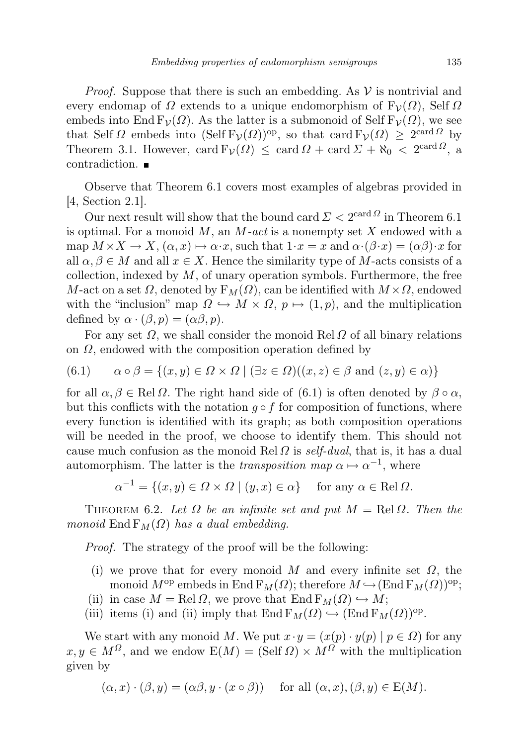*Proof.* Suppose that there is such an embedding. As $\mathcal{V}$ is nontrivial and every endomap of $\Omega$ extends to a unique endomorphism of $\mathrm{F}_{\mathcal{V}}(\Omega)$, Self $\Omega$ embeds into End $\mathrm{F}_{\mathcal{V}}(\Omega)$. As the latter is a submonoid of Self $\mathrm{F}_{\mathcal{V}}(\Omega)$, we see that Self $\Omega$ embeds into $(\mathrm{Self}\,\mathrm{F}_{\mathcal{V}}(\Omega))^{\mathrm{op}}$, so that $\mathrm{card}\,\mathrm{F}_{\mathcal{V}}(\Omega) \geq 2^{\mathrm{card}\,\Omega}$ by Theorem 3.1. However, $\mathrm{card}\,\mathrm{F}_{\mathcal{V}}(\Omega) \leq \mathrm{card}\,\Omega + \mathrm{card}\,\Sigma + \aleph_0 < 2^{\mathrm{card}\,\Omega}$, a contradiction. ∎

Observe that Theorem 6.1 covers most examples of algebras provided in [4, Section 2.1].

Our next result will show that the bound $\mathrm{card}\,\Sigma < 2^{\mathrm{card}\,\Omega}$ in Theorem 6.1 is optimal. For a monoid $M$, an *$M$-act* is a nonempty set $X$ endowed with a map $M \times X \to X$, $(\alpha, x) \mapsto \alpha \cdot x$, such that $1 \cdot x = x$ and $\alpha \cdot (\beta \cdot x) = (\alpha\beta) \cdot x$ for all $\alpha, \beta \in M$ and all $x \in X$. Hence the similarity type of $M$-acts consists of a collection, indexed by $M$, of unary operation symbols. Furthermore, the free $M$-act on a set $\Omega$, denoted by $\mathrm{F}_M(\Omega)$, can be identified with $M \times \Omega$, endowed with the "inclusion" map $\Omega \hookrightarrow M \times \Omega$, $p \mapsto (1, p)$, and the multiplication defined by $\alpha \cdot (\beta, p) = (\alpha\beta, p)$.

For any set $\Omega$, we shall consider the monoid Rel $\Omega$ of all binary relations on $\Omega$, endowed with the composition operation defined by

$$(6.1) \qquad \alpha \circ \beta = \{(x, y) \in \Omega \times \Omega \mid (\exists z \in \Omega)((x, z) \in \beta \text{ and } (z, y) \in \alpha)\}$$

for all $\alpha, \beta \in \mathrm{Rel}\,\Omega$. The right hand side of (6.1) is often denoted by $\beta \circ \alpha$, but this conflicts with the notation $g \circ f$ for composition of functions, where every function is identified with its graph; as both composition operations will be needed in the proof, we choose to identify them. This should not cause much confusion as the monoid Rel $\Omega$ is *self-dual*, that is, it has a dual automorphism. The latter is the *transposition map* $\alpha \mapsto \alpha^{-1}$, where

$$\alpha^{-1} = \{(x, y) \in \Omega \times \Omega \mid (y, x) \in \alpha\} \quad \text{ for any } \alpha \in \mathrm{Rel}\,\Omega.$$

THEOREM 6.2. *Let $\Omega$ be an infinite set and put $M = \mathrm{Rel}\,\Omega$. Then the monoid* $\mathrm{End}\,\mathrm{F}_M(\Omega)$ *has a dual embedding.*

*Proof.* The strategy of the proof will be the following:

(i) we prove that for every monoid $M$ and every infinite set $\Omega$, the monoid $M^{\mathrm{op}}$ embeds in $\mathrm{End}\,\mathrm{F}_M(\Omega)$; therefore $M \hookrightarrow (\mathrm{End}\,\mathrm{F}_M(\Omega))^{\mathrm{op}}$;

(ii) in case $M = \mathrm{Rel}\,\Omega$, we prove that $\mathrm{End}\,\mathrm{F}_M(\Omega) \hookrightarrow M$;

(iii) items (i) and (ii) imply that $\mathrm{End}\,\mathrm{F}_M(\Omega) \hookrightarrow (\mathrm{End}\,\mathrm{F}_M(\Omega))^{\mathrm{op}}$.

We start with any monoid $M$. We put $x \cdot y = (x(p) \cdot y(p) \mid p \in \Omega)$ for any $x, y \in M^{\Omega}$, and we endow $\mathrm{E}(M) = (\mathrm{Self}\,\Omega) \times M^{\Omega}$ with the multiplication given by

$$(\alpha, x) \cdot (\beta, y) = (\alpha\beta, y \cdot (x \circ \beta)) \quad \text{ for all } (\alpha, x), (\beta, y) \in \mathrm{E}(M).$$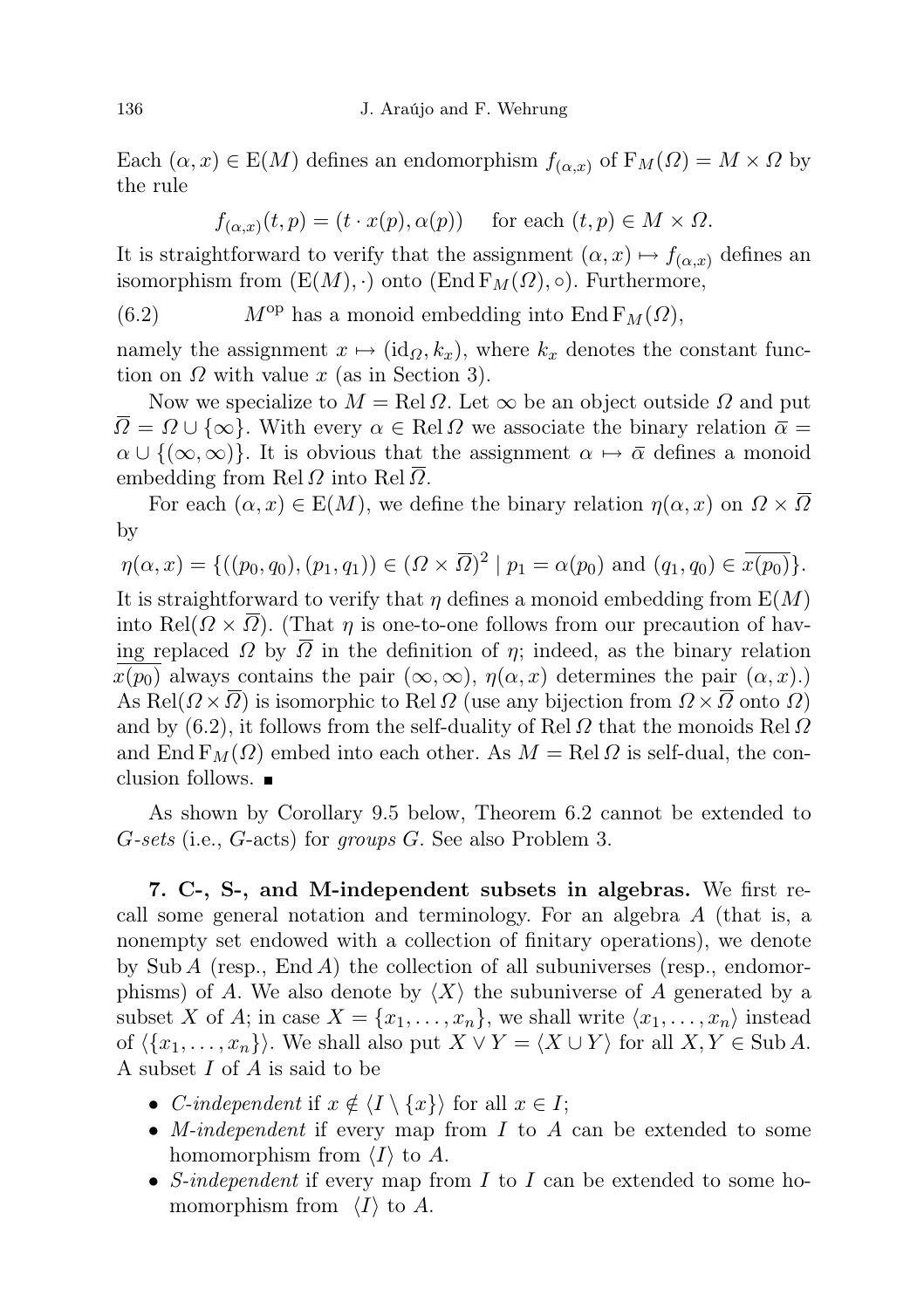Each $(\alpha, x) \in \mathrm{E}(M)$ defines an endomorphism $f_{(\alpha,x)}$ of $\mathrm{F}_M(\Omega) = M \times \Omega$ by the rule

$$f_{(\alpha,x)}(t,p) = (t \cdot x(p), \alpha(p)) \quad \text{for each } (t,p) \in M \times \Omega.$$

It is straightforward to verify that the assignment $(\alpha, x) \mapsto f_{(\alpha,x)}$ defines an isomorphism from $(\mathrm{E}(M), \cdot)$ onto $(\mathrm{End}\,\mathrm{F}_M(\Omega), \circ)$. Furthermore,

(6.2) $\qquad M^{\mathrm{op}}$ has a monoid embedding into $\mathrm{End}\,\mathrm{F}_M(\Omega)$,

namely the assignment $x \mapsto (\mathrm{id}_\Omega, k_x)$, where $k_x$ denotes the constant function on $\Omega$ with value $x$ (as in Section 3).

Now we specialize to $M = \mathrm{Rel}\,\Omega$. Let $\infty$ be an object outside $\Omega$ and put $\overline{\Omega} = \Omega \cup \{\infty\}$. With every $\alpha \in \mathrm{Rel}\,\Omega$ we associate the binary relation $\bar{\alpha} = \alpha \cup \{(\infty, \infty)\}$. It is obvious that the assignment $\alpha \mapsto \bar{\alpha}$ defines a monoid embedding from $\mathrm{Rel}\,\Omega$ into $\mathrm{Rel}\,\overline{\Omega}$.

For each $(\alpha, x) \in \mathrm{E}(M)$, we define the binary relation $\eta(\alpha, x)$ on $\Omega \times \overline{\Omega}$ by

$$\eta(\alpha,x) = \{((p_0,q_0),(p_1,q_1)) \in (\Omega \times \overline{\Omega})^2 \mid p_1 = \alpha(p_0) \text{ and } (q_1,q_0) \in \overline{x(p_0)}\}.$$

It is straightforward to verify that $\eta$ defines a monoid embedding from $\mathrm{E}(M)$ into $\mathrm{Rel}(\Omega \times \overline{\Omega})$. (That $\eta$ is one-to-one follows from our precaution of having replaced $\Omega$ by $\overline{\Omega}$ in the definition of $\eta$; indeed, as the binary relation $\overline{x(p_0)}$ always contains the pair $(\infty, \infty)$, $\eta(\alpha, x)$ determines the pair $(\alpha, x)$.) As $\mathrm{Rel}(\Omega \times \overline{\Omega})$ is isomorphic to $\mathrm{Rel}\,\Omega$ (use any bijection from $\Omega \times \overline{\Omega}$ onto $\Omega$) and by (6.2), it follows from the self-duality of $\mathrm{Rel}\,\Omega$ that the monoids $\mathrm{Rel}\,\Omega$ and $\mathrm{End}\,\mathrm{F}_M(\Omega)$ embed into each other. As $M = \mathrm{Rel}\,\Omega$ is self-dual, the conclusion follows. ∎

As shown by Corollary 9.5 below, Theorem 6.2 cannot be extended to *G-sets* (i.e., *G*-acts) for *groups G*. See also Problem 3.

**7. C-, S-, and M-independent subsets in algebras.** We first recall some general notation and terminology. For an algebra $A$ (that is, a nonempty set endowed with a collection of finitary operations), we denote by $\mathrm{Sub}\,A$ (resp., $\mathrm{End}\,A$) the collection of all subuniverses (resp., endomorphisms) of $A$. We also denote by $\langle X \rangle$ the subuniverse of $A$ generated by a subset $X$ of $A$; in case $X = \{x_1, \dots, x_n\}$, we shall write $\langle x_1, \dots, x_n \rangle$ instead of $\langle \{x_1, \dots, x_n\} \rangle$. We shall also put $X \vee Y = \langle X \cup Y \rangle$ for all $X, Y \in \mathrm{Sub}\,A$. A subset $I$ of $A$ is said to be

- *C-independent* if $x \notin \langle I \setminus \{x\} \rangle$ for all $x \in I$;
- *M-independent* if every map from $I$ to $A$ can be extended to some homomorphism from $\langle I \rangle$ to $A$.
- *S-independent* if every map from $I$ to $I$ can be extended to some homomorphism from $\langle I \rangle$ to $A$.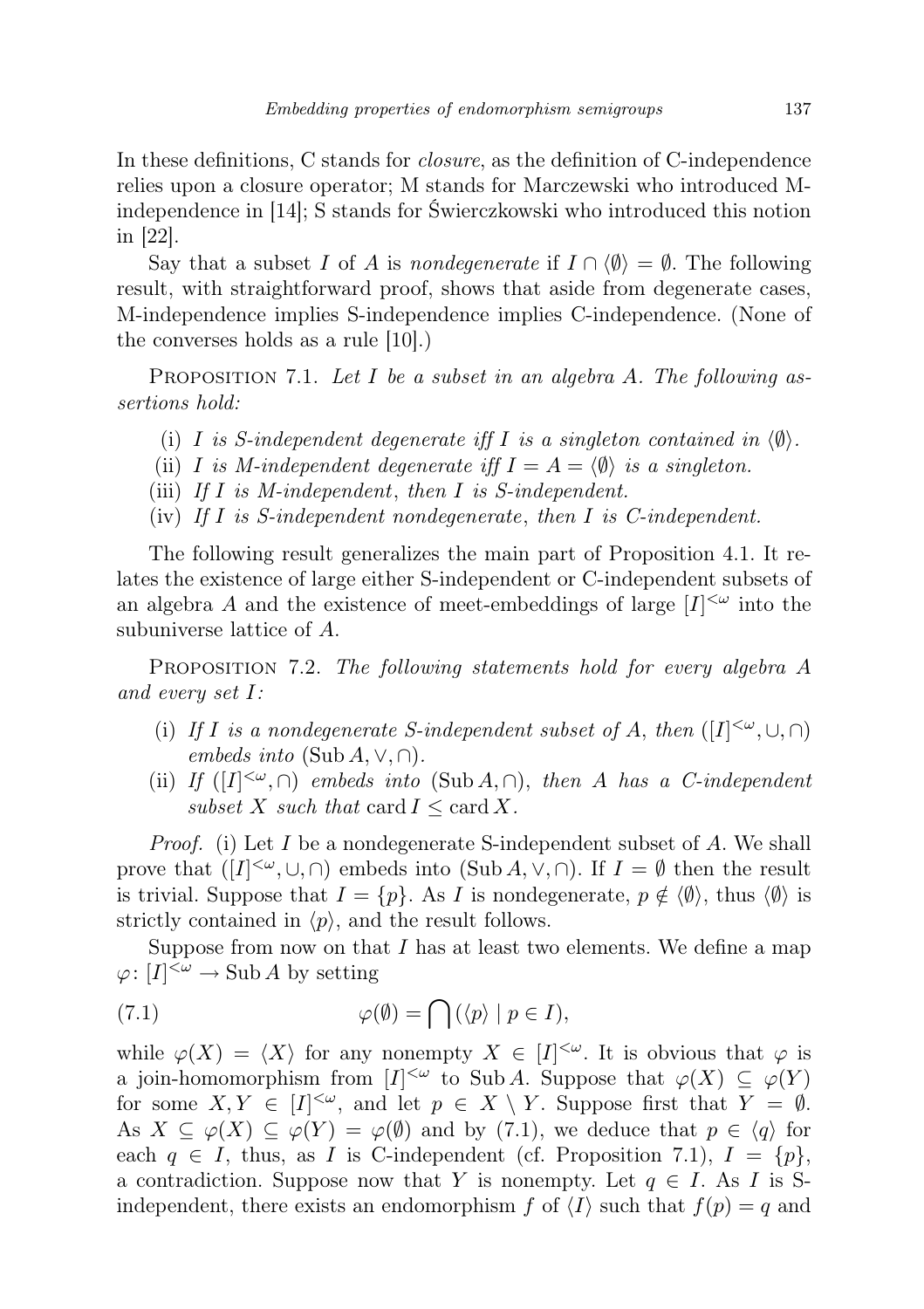In these definitions, C stands for *closure*, as the definition of C-independence relies upon a closure operator; M stands for Marczewski who introduced M-independence in [14]; S stands for Świerczkowski who introduced this notion in [22].

Say that a subset $I$ of $A$ is *nondegenerate* if $I \cap \langle\emptyset\rangle = \emptyset$. The following result, with straightforward proof, shows that aside from degenerate cases, M-independence implies S-independence implies C-independence. (None of the converses holds as a rule [10].)

Proposition 7.1. *Let $I$ be a subset in an algebra $A$. The following assertions hold:*

- (i) *$I$ is S-independent degenerate iff $I$ is a singleton contained in $\langle\emptyset\rangle$.*
- (ii) *$I$ is M-independent degenerate iff $I = A = \langle\emptyset\rangle$ is a singleton.*
- (iii) *If $I$ is M-independent, then $I$ is S-independent.*
- (iv) *If $I$ is S-independent nondegenerate, then $I$ is C-independent.*

The following result generalizes the main part of Proposition 4.1. It relates the existence of large either S-independent or C-independent subsets of an algebra $A$ and the existence of meet-embeddings of large $[I]^{<\omega}$ into the subuniverse lattice of $A$.

Proposition 7.2. *The following statements hold for every algebra $A$ and every set $I$:*

- (i) *If $I$ is a nondegenerate S-independent subset of $A$, then $([I]^{<\omega}, \cup, \cap)$ embeds into $(\operatorname{Sub} A, \vee, \cap)$.*
- (ii) *If $([I]^{<\omega}, \cap)$ embeds into $(\operatorname{Sub} A, \cap)$, then $A$ has a C-independent subset $X$ such that $\operatorname{card} I \leq \operatorname{card} X$.*

*Proof.* (i) Let $I$ be a nondegenerate S-independent subset of $A$. We shall prove that $([I]^{<\omega}, \cup, \cap)$ embeds into $(\operatorname{Sub} A, \vee, \cap)$. If $I = \emptyset$ then the result is trivial. Suppose that $I = \{p\}$. As $I$ is nondegenerate, $p \notin \langle\emptyset\rangle$, thus $\langle\emptyset\rangle$ is strictly contained in $\langle p\rangle$, and the result follows.

Suppose from now on that $I$ has at least two elements. We define a map $\varphi\colon [I]^{<\omega} \to \operatorname{Sub} A$ by setting

$$\varphi(\emptyset) = \bigcap(\langle p\rangle \mid p \in I), \tag{7.1}$$

while $\varphi(X) = \langle X\rangle$ for any nonempty $X \in [I]^{<\omega}$. It is obvious that $\varphi$ is a join-homomorphism from $[I]^{<\omega}$ to $\operatorname{Sub} A$. Suppose that $\varphi(X) \subseteq \varphi(Y)$ for some $X, Y \in [I]^{<\omega}$, and let $p \in X \setminus Y$. Suppose first that $Y = \emptyset$. As $X \subseteq \varphi(X) \subseteq \varphi(Y) = \varphi(\emptyset)$ and by (7.1), we deduce that $p \in \langle q\rangle$ for each $q \in I$, thus, as $I$ is C-independent (cf. Proposition 7.1), $I = \{p\}$, a contradiction. Suppose now that $Y$ is nonempty. Let $q \in I$. As $I$ is S-independent, there exists an endomorphism $f$ of $\langle I\rangle$ such that $f(p) = q$ and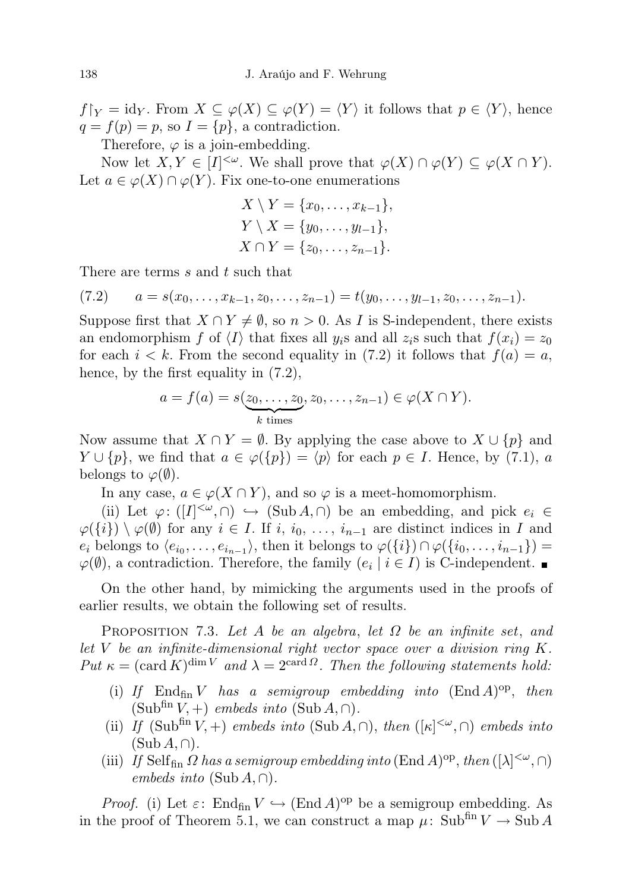$f\restriction_Y = \mathrm{id}_Y$. From $X \subseteq \varphi(X) \subseteq \varphi(Y) = \langle Y \rangle$ it follows that $p \in \langle Y \rangle$, hence $q = f(p) = p$, so $I = \{p\}$, a contradiction.

Therefore, $\varphi$ is a join-embedding.

Now let $X, Y \in [I]^{<\omega}$. We shall prove that $\varphi(X) \cap \varphi(Y) \subseteq \varphi(X \cap Y)$. Let $a \in \varphi(X) \cap \varphi(Y)$. Fix one-to-one enumerations

$$
\begin{aligned}
X \setminus Y &= \{x_0, \ldots, x_{k-1}\},\\
Y \setminus X &= \{y_0, \ldots, y_{l-1}\},\\
X \cap Y &= \{z_0, \ldots, z_{n-1}\}.
\end{aligned}
$$

There are terms $s$ and $t$ such that

$$
a = s(x_0, \ldots, x_{k-1}, z_0, \ldots, z_{n-1}) = t(y_0, \ldots, y_{l-1}, z_0, \ldots, z_{n-1}). \tag{7.2}
$$

Suppose first that $X \cap Y \neq \emptyset$, so $n > 0$. As $I$ is S-independent, there exists an endomorphism $f$ of $\langle I \rangle$ that fixes all $y_i$s and all $z_i$s such that $f(x_i) = z_0$ for each $i < k$. From the second equality in (7.2) it follows that $f(a) = a$, hence, by the first equality in (7.2),

$$
a = f(a) = s(\underbrace{z_0, \ldots, z_0}_{k \text{ times}}, z_0, \ldots, z_{n-1}) \in \varphi(X \cap Y).
$$

Now assume that $X \cap Y = \emptyset$. By applying the case above to $X \cup \{p\}$ and $Y \cup \{p\}$, we find that $a \in \varphi(\{p\}) = \langle p \rangle$ for each $p \in I$. Hence, by (7.1), $a$ belongs to $\varphi(\emptyset)$.

In any case, $a \in \varphi(X \cap Y)$, and so $\varphi$ is a meet-homomorphism.

(ii) Let $\varphi\colon ([I]^{<\omega}, \cap) \hookrightarrow (\mathrm{Sub}\, A, \cap)$ be an embedding, and pick $e_i \in \varphi(\{i\}) \setminus \varphi(\emptyset)$ for any $i \in I$. If $i, i_0, \ldots, i_{n-1}$ are distinct indices in $I$ and $e_i$ belongs to $\langle e_{i_0}, \ldots, e_{i_{n-1}} \rangle$, then it belongs to $\varphi(\{i\}) \cap \varphi(\{i_0, \ldots, i_{n-1}\}) = \varphi(\emptyset)$, a contradiction. Therefore, the family $(e_i \mid i \in I)$ is C-independent. ∎

On the other hand, by mimicking the arguments used in the proofs of earlier results, we obtain the following set of results.

Proposition 7.3. *Let $A$ be an algebra, let $\Omega$ be an infinite set, and let $V$ be an infinite-dimensional right vector space over a division ring $K$. Put $\kappa = (\mathrm{card}\, K)^{\dim V}$ and $\lambda = 2^{\mathrm{card}\, \Omega}$. Then the following statements hold:*

(i) *If $\mathrm{End}_{\mathrm{fin}}\, V$ has a semigroup embedding into $(\mathrm{End}\, A)^{\mathrm{op}}$, then $(\mathrm{Sub}^{\mathrm{fin}}\, V, +)$ embeds into $(\mathrm{Sub}\, A, \cap)$.*

(ii) *If $(\mathrm{Sub}^{\mathrm{fin}}\, V, +)$ embeds into $(\mathrm{Sub}\, A, \cap)$, then $([\kappa]^{<\omega}, \cap)$ embeds into $(\mathrm{Sub}\, A, \cap)$.*

(iii) *If $\mathrm{Self}_{\mathrm{fin}}\, \Omega$ has a semigroup embedding into $(\mathrm{End}\, A)^{\mathrm{op}}$, then $([\lambda]^{<\omega}, \cap)$ embeds into $(\mathrm{Sub}\, A, \cap)$.*

*Proof.* (i) Let $\varepsilon\colon \mathrm{End}_{\mathrm{fin}}\, V \hookrightarrow (\mathrm{End}\, A)^{\mathrm{op}}$ be a semigroup embedding. As in the proof of Theorem 5.1, we can construct a map $\mu\colon \mathrm{Sub}^{\mathrm{fin}}\, V \to \mathrm{Sub}\, A$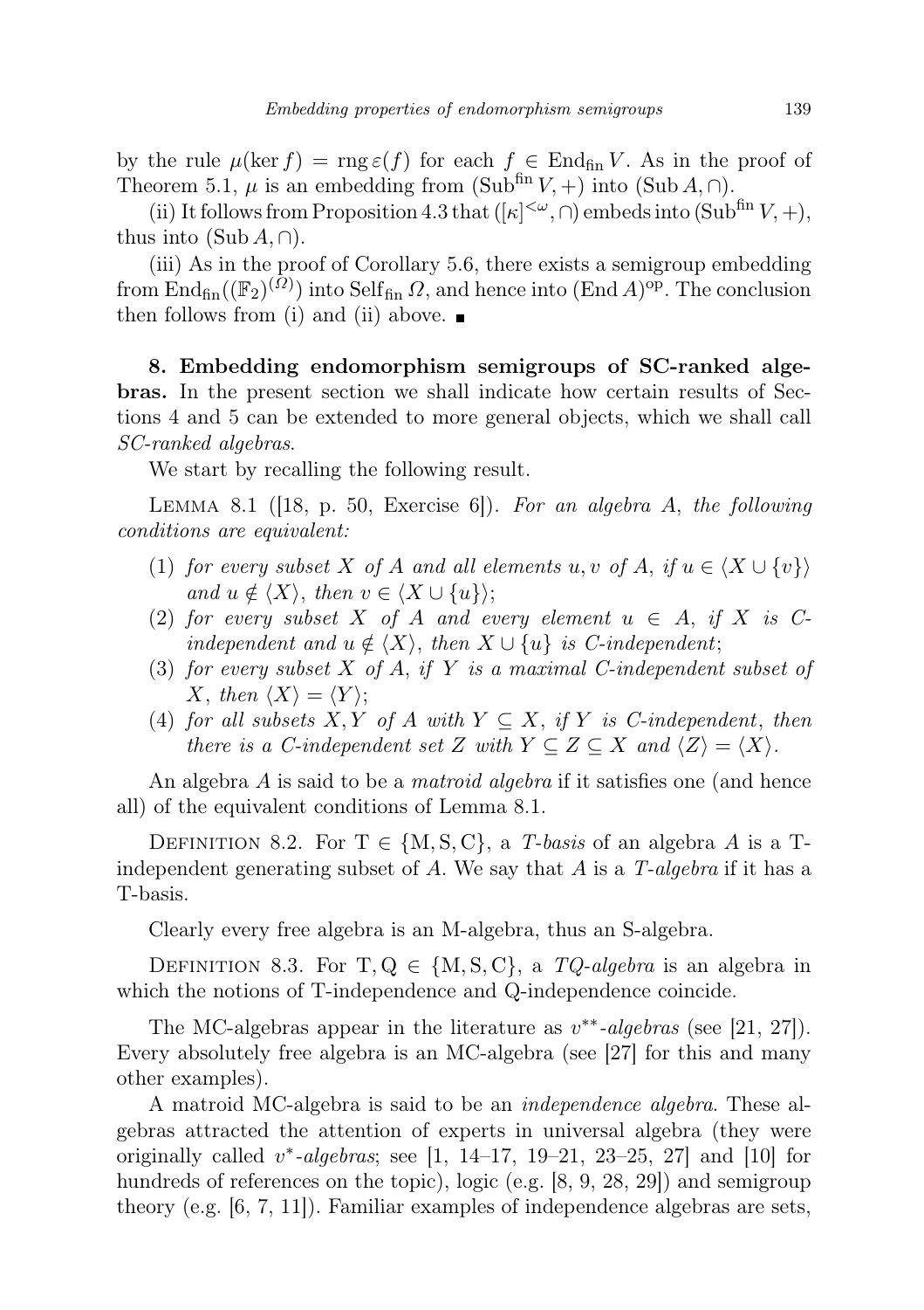by the rule $\mu(\ker f) = \operatorname{rng} \varepsilon(f)$ for each $f \in \operatorname{End}_{\mathrm{fin}} V$. As in the proof of Theorem 5.1, $\mu$ is an embedding from $(\operatorname{Sub}^{\mathrm{fin}} V, +)$ into $(\operatorname{Sub} A, \cap)$.

(ii) It follows from Proposition 4.3 that $([\kappa]^{<\omega}, \cap)$ embeds into $(\operatorname{Sub}^{\mathrm{fin}} V, +)$, thus into $(\operatorname{Sub} A, \cap)$.

(iii) As in the proof of Corollary 5.6, there exists a semigroup embedding from $\operatorname{End}_{\mathrm{fin}}((\mathbb{F}_2)^{(\Omega)})$ into $\operatorname{Self}_{\mathrm{fin}} \Omega$, and hence into $(\operatorname{End} A)^{\mathrm{op}}$. The conclusion then follows from (i) and (ii) above. ■

**8. Embedding endomorphism semigroups of SC-ranked algebras.** In the present section we shall indicate how certain results of Sections 4 and 5 can be extended to more general objects, which we shall call *SC-ranked algebras*.

We start by recalling the following result.

Lemma 8.1 ([18, p. 50, Exercise 6]). *For an algebra $A$, the following conditions are equivalent:*

(1) *for every subset $X$ of $A$ and all elements $u, v$ of $A$, if $u \in \langle X \cup \{v\}\rangle$ and $u \notin \langle X \rangle$, then $v \in \langle X \cup \{u\}\rangle$;*
(2) *for every subset $X$ of $A$ and every element $u \in A$, if $X$ is C-independent and $u \notin \langle X \rangle$, then $X \cup \{u\}$ is C-independent;*
(3) *for every subset $X$ of $A$, if $Y$ is a maximal C-independent subset of $X$, then $\langle X \rangle = \langle Y \rangle$;*
(4) *for all subsets $X, Y$ of $A$ with $Y \subseteq X$, if $Y$ is C-independent, then there is a C-independent set $Z$ with $Y \subseteq Z \subseteq X$ and $\langle Z \rangle = \langle X \rangle$.*

An algebra $A$ is said to be a *matroid algebra* if it satisfies one (and hence all) of the equivalent conditions of Lemma 8.1.

Definition 8.2. For $\mathrm{T} \in \{\mathrm{M}, \mathrm{S}, \mathrm{C}\}$, a *T-basis* of an algebra $A$ is a T-independent generating subset of $A$. We say that $A$ is a *T-algebra* if it has a T-basis.

Clearly every free algebra is an M-algebra, thus an S-algebra.

Definition 8.3. For $\mathrm{T}, \mathrm{Q} \in \{\mathrm{M}, \mathrm{S}, \mathrm{C}\}$, a *TQ-algebra* is an algebra in which the notions of T-independence and Q-independence coincide.

The MC-algebras appear in the literature as *$v^{**}$-algebras* (see [21, 27]). Every absolutely free algebra is an MC-algebra (see [27] for this and many other examples).

A matroid MC-algebra is said to be an *independence algebra*. These algebras attracted the attention of experts in universal algebra (they were originally called *$v^{*}$-algebras*; see [1, 14–17, 19–21, 23–25, 27] and [10] for hundreds of references on the topic), logic (e.g. [8, 9, 28, 29]) and semigroup theory (e.g. [6, 7, 11]). Familiar examples of independence algebras are sets,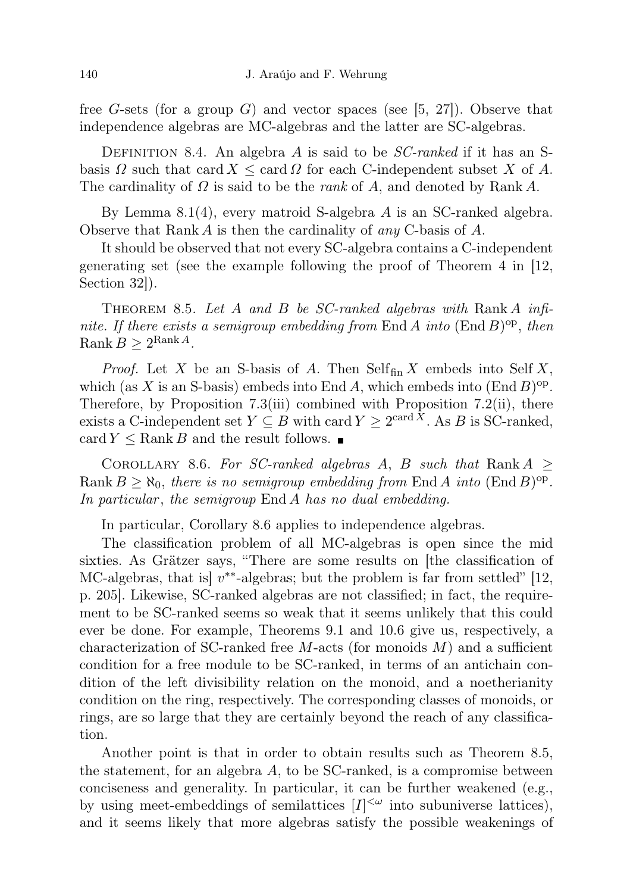free $G$-sets (for a group $G$) and vector spaces (see [5, 27]). Observe that independence algebras are MC-algebras and the latter are SC-algebras.

Definition 8.4. An algebra $A$ is said to be *SC-ranked* if it has an S-basis $\Omega$ such that $\operatorname{card} X \leq \operatorname{card} \Omega$ for each C-independent subset $X$ of $A$. The cardinality of $\Omega$ is said to be the *rank* of $A$, and denoted by $\operatorname{Rank} A$.

By Lemma 8.1(4), every matroid S-algebra $A$ is an SC-ranked algebra. Observe that $\operatorname{Rank} A$ is then the cardinality of *any* C-basis of $A$.

It should be observed that not every SC-algebra contains a C-independent generating set (see the example following the proof of Theorem 4 in [12, Section 32]).

Theorem 8.5. *Let $A$ and $B$ be SC-ranked algebras with $\operatorname{Rank} A$ infinite. If there exists a semigroup embedding from $\operatorname{End} A$ into $(\operatorname{End} B)^{\mathrm{op}}$, then $\operatorname{Rank} B \geq 2^{\operatorname{Rank} A}$.*

*Proof.* Let $X$ be an S-basis of $A$. Then $\operatorname{Self}_{\mathrm{fin}} X$ embeds into $\operatorname{Self} X$, which (as $X$ is an S-basis) embeds into $\operatorname{End} A$, which embeds into $(\operatorname{End} B)^{\mathrm{op}}$. Therefore, by Proposition 7.3(iii) combined with Proposition 7.2(ii), there exists a C-independent set $Y \subseteq B$ with $\operatorname{card} Y \geq 2^{\operatorname{card} X}$. As $B$ is SC-ranked, $\operatorname{card} Y \leq \operatorname{Rank} B$ and the result follows. ∎

Corollary 8.6. *For SC-ranked algebras $A$, $B$ such that $\operatorname{Rank} A \geq \operatorname{Rank} B \geq \aleph_0$, there is no semigroup embedding from $\operatorname{End} A$ into $(\operatorname{End} B)^{\mathrm{op}}$. In particular, the semigroup $\operatorname{End} A$ has no dual embedding.*

In particular, Corollary 8.6 applies to independence algebras.

The classification problem of all MC-algebras is open since the mid sixties. As Grätzer says, "There are some results on [the classification of MC-algebras, that is] $v^{**}$-algebras; but the problem is far from settled" [12, p. 205]. Likewise, SC-ranked algebras are not classified; in fact, the requirement to be SC-ranked seems so weak that it seems unlikely that this could ever be done. For example, Theorems 9.1 and 10.6 give us, respectively, a characterization of SC-ranked free $M$-acts (for monoids $M$) and a sufficient condition for a free module to be SC-ranked, in terms of an antichain condition of the left divisibility relation on the monoid, and a noetherianity condition on the ring, respectively. The corresponding classes of monoids, or rings, are so large that they are certainly beyond the reach of any classification.

Another point is that in order to obtain results such as Theorem 8.5, the statement, for an algebra $A$, to be SC-ranked, is a compromise between conciseness and generality. In particular, it can be further weakened (e.g., by using meet-embeddings of semilattices $[I]^{<\omega}$ into subuniverse lattices), and it seems likely that more algebras satisfy the possible weakenings of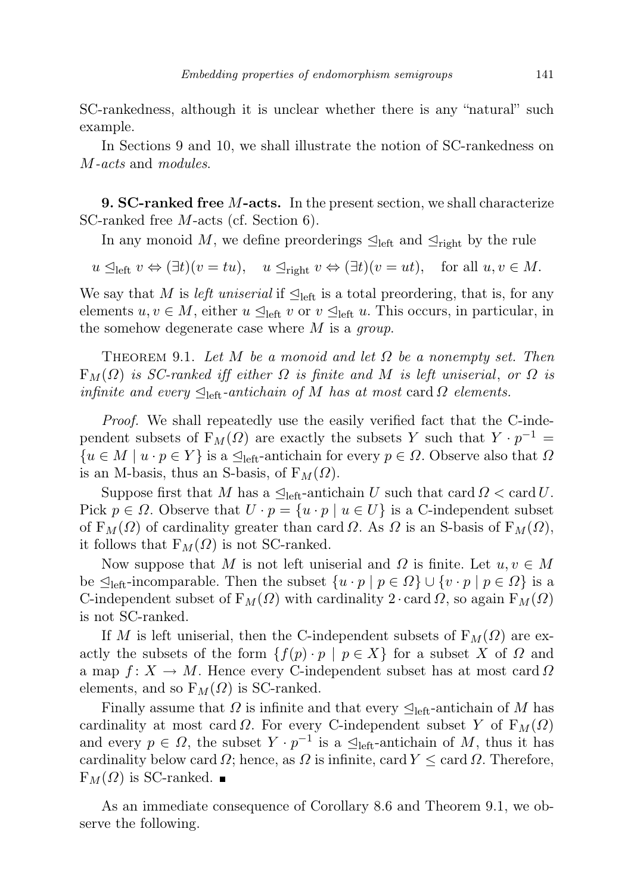SC-rankedness, although it is unclear whether there is any "natural" such example.

In Sections 9 and 10, we shall illustrate the notion of SC-rankedness on *M-acts* and *modules*.

**9. SC-ranked free $M$-acts.** In the present section, we shall characterize SC-ranked free $M$-acts (cf. Section 6).

In any monoid $M$, we define preorderings $\trianglelefteq_{\mathrm{left}}$ and $\trianglelefteq_{\mathrm{right}}$ by the rule

$$u \trianglelefteq_{\mathrm{left}} v \Leftrightarrow (\exists t)(v = tu), \quad u \trianglelefteq_{\mathrm{right}} v \Leftrightarrow (\exists t)(v = ut), \quad \text{for all } u, v \in M.$$

We say that $M$ is *left uniserial* if $\trianglelefteq_{\mathrm{left}}$ is a total preordering, that is, for any elements $u, v \in M$, either $u \trianglelefteq_{\mathrm{left}} v$ or $v \trianglelefteq_{\mathrm{left}} u$. This occurs, in particular, in the somehow degenerate case where $M$ is a *group*.

THEOREM 9.1. *Let $M$ be a monoid and let $\Omega$ be a nonempty set. Then $\mathrm{F}_M(\Omega)$ is SC-ranked iff either $\Omega$ is finite and $M$ is left uniserial, or $\Omega$ is infinite and every $\trianglelefteq_{\mathrm{left}}$-antichain of $M$ has at most* $\operatorname{card}\Omega$ *elements.*

*Proof.* We shall repeatedly use the easily verified fact that the C-independent subsets of $\mathrm{F}_M(\Omega)$ are exactly the subsets $Y$ such that $Y \cdot p^{-1} = \{u \in M \mid u \cdot p \in Y\}$ is a $\trianglelefteq_{\mathrm{left}}$-antichain for every $p \in \Omega$. Observe also that $\Omega$ is an M-basis, thus an S-basis, of $\mathrm{F}_M(\Omega)$.

Suppose first that $M$ has a $\trianglelefteq_{\mathrm{left}}$-antichain $U$ such that $\operatorname{card}\Omega < \operatorname{card}U$. Pick $p \in \Omega$. Observe that $U \cdot p = \{u \cdot p \mid u \in U\}$ is a C-independent subset of $\mathrm{F}_M(\Omega)$ of cardinality greater than $\operatorname{card}\Omega$. As $\Omega$ is an S-basis of $\mathrm{F}_M(\Omega)$, it follows that $\mathrm{F}_M(\Omega)$ is not SC-ranked.

Now suppose that $M$ is not left uniserial and $\Omega$ is finite. Let $u, v \in M$ be $\trianglelefteq_{\mathrm{left}}$-incomparable. Then the subset $\{u \cdot p \mid p \in \Omega\} \cup \{v \cdot p \mid p \in \Omega\}$ is a C-independent subset of $\mathrm{F}_M(\Omega)$ with cardinality $2 \cdot \operatorname{card}\Omega$, so again $\mathrm{F}_M(\Omega)$ is not SC-ranked.

If $M$ is left uniserial, then the C-independent subsets of $\mathrm{F}_M(\Omega)$ are exactly the subsets of the form $\{f(p) \cdot p \mid p \in X\}$ for a subset $X$ of $\Omega$ and a map $f \colon X \to M$. Hence every C-independent subset has at most $\operatorname{card}\Omega$ elements, and so $\mathrm{F}_M(\Omega)$ is SC-ranked.

Finally assume that $\Omega$ is infinite and that every $\trianglelefteq_{\mathrm{left}}$-antichain of $M$ has cardinality at most $\operatorname{card}\Omega$. For every C-independent subset $Y$ of $\mathrm{F}_M(\Omega)$ and every $p \in \Omega$, the subset $Y \cdot p^{-1}$ is a $\trianglelefteq_{\mathrm{left}}$-antichain of $M$, thus it has cardinality below $\operatorname{card}\Omega$; hence, as $\Omega$ is infinite, $\operatorname{card}Y \leq \operatorname{card}\Omega$. Therefore, $\mathrm{F}_M(\Omega)$ is SC-ranked. ∎

As an immediate consequence of Corollary 8.6 and Theorem 9.1, we observe the following.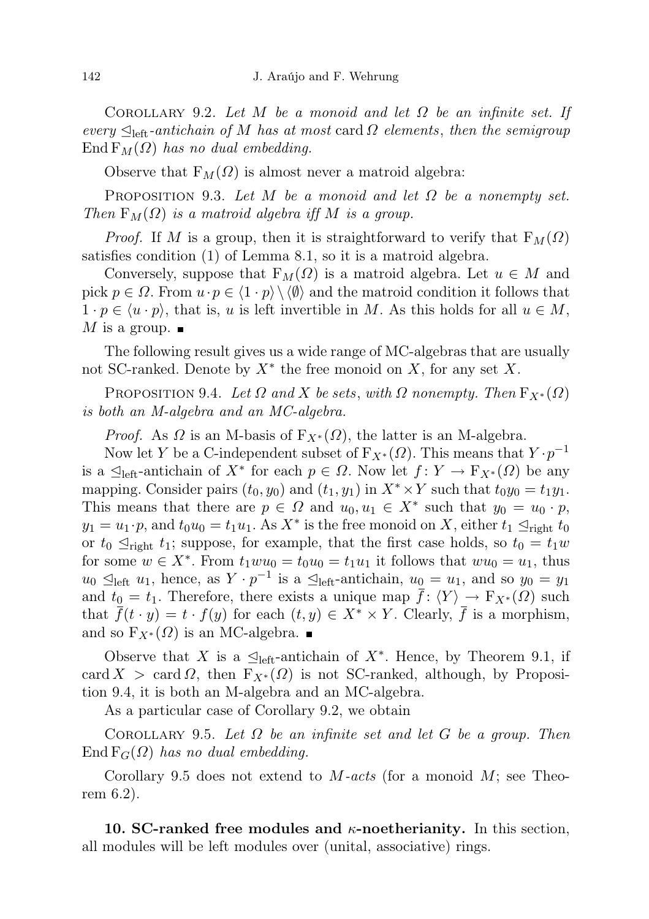Corollary 9.2. *Let $M$ be a monoid and let $\Omega$ be an infinite set. If every $\trianglelefteq_{\mathrm{left}}$-antichain of $M$ has at most* $\operatorname{card}\Omega$ *elements, then the semigroup* $\operatorname{End}\mathrm{F}_M(\Omega)$ *has no dual embedding.*

Observe that $\mathrm{F}_M(\Omega)$ is almost never a matroid algebra:

Proposition 9.3. *Let $M$ be a monoid and let $\Omega$ be a nonempty set. Then $\mathrm{F}_M(\Omega)$ is a matroid algebra iff $M$ is a group.*

*Proof.* If $M$ is a group, then it is straightforward to verify that $\mathrm{F}_M(\Omega)$ satisfies condition (1) of Lemma 8.1, so it is a matroid algebra.

Conversely, suppose that $\mathrm{F}_M(\Omega)$ is a matroid algebra. Let $u \in M$ and pick $p \in \Omega$. From $u \cdot p \in \langle 1 \cdot p\rangle \setminus \langle \emptyset \rangle$ and the matroid condition it follows that $1 \cdot p \in \langle u \cdot p\rangle$, that is, $u$ is left invertible in $M$. As this holds for all $u \in M$, $M$ is a group. ∎

The following result gives us a wide range of MC-algebras that are usually not SC-ranked. Denote by $X^*$ the free monoid on $X$, for any set $X$.

Proposition 9.4. *Let $\Omega$ and $X$ be sets, with $\Omega$ nonempty. Then $\mathrm{F}_{X^*}(\Omega)$ is both an M-algebra and an MC-algebra.*

*Proof.* As $\Omega$ is an M-basis of $\mathrm{F}_{X^*}(\Omega)$, the latter is an M-algebra.

Now let $Y$ be a C-independent subset of $\mathrm{F}_{X^*}(\Omega)$. This means that $Y \cdot p^{-1}$ is a $\trianglelefteq_{\mathrm{left}}$-antichain of $X^*$ for each $p \in \Omega$. Now let $f\colon Y \to \mathrm{F}_{X^*}(\Omega)$ be any mapping. Consider pairs $(t_0, y_0)$ and $(t_1, y_1)$ in $X^* \times Y$ such that $t_0 y_0 = t_1 y_1$. This means that there are $p \in \Omega$ and $u_0, u_1 \in X^*$ such that $y_0 = u_0 \cdot p$, $y_1 = u_1 \cdot p$, and $t_0 u_0 = t_1 u_1$. As $X^*$ is the free monoid on $X$, either $t_1 \trianglelefteq_{\mathrm{right}} t_0$ or $t_0 \trianglelefteq_{\mathrm{right}} t_1$; suppose, for example, that the first case holds, so $t_0 = t_1 w$ for some $w \in X^*$. From $t_1 w u_0 = t_0 u_0 = t_1 u_1$ it follows that $w u_0 = u_1$, thus $u_0 \trianglelefteq_{\mathrm{left}} u_1$, hence, as $Y \cdot p^{-1}$ is a $\trianglelefteq_{\mathrm{left}}$-antichain, $u_0 = u_1$, and so $y_0 = y_1$ and $t_0 = t_1$. Therefore, there exists a unique map $\overline{f}\colon \langle Y \rangle \to \mathrm{F}_{X^*}(\Omega)$ such that $\overline{f}(t \cdot y) = t \cdot f(y)$ for each $(t, y) \in X^* \times Y$. Clearly, $\overline{f}$ is a morphism, and so $\mathrm{F}_{X^*}(\Omega)$ is an MC-algebra. ∎

Observe that $X$ is a $\trianglelefteq_{\mathrm{left}}$-antichain of $X^*$. Hence, by Theorem 9.1, if $\operatorname{card} X > \operatorname{card}\Omega$, then $\mathrm{F}_{X^*}(\Omega)$ is not SC-ranked, although, by Proposition 9.4, it is both an M-algebra and an MC-algebra.

As a particular case of Corollary 9.2, we obtain

Corollary 9.5. *Let $\Omega$ be an infinite set and let $G$ be a group. Then* $\operatorname{End}\mathrm{F}_G(\Omega)$ *has no dual embedding.*

Corollary 9.5 does not extend to *$M$-acts* (for a monoid $M$; see Theorem 6.2).

**10. SC-ranked free modules and $\kappa$-noetherianity.** In this section, all modules will be left modules over (unital, associative) rings.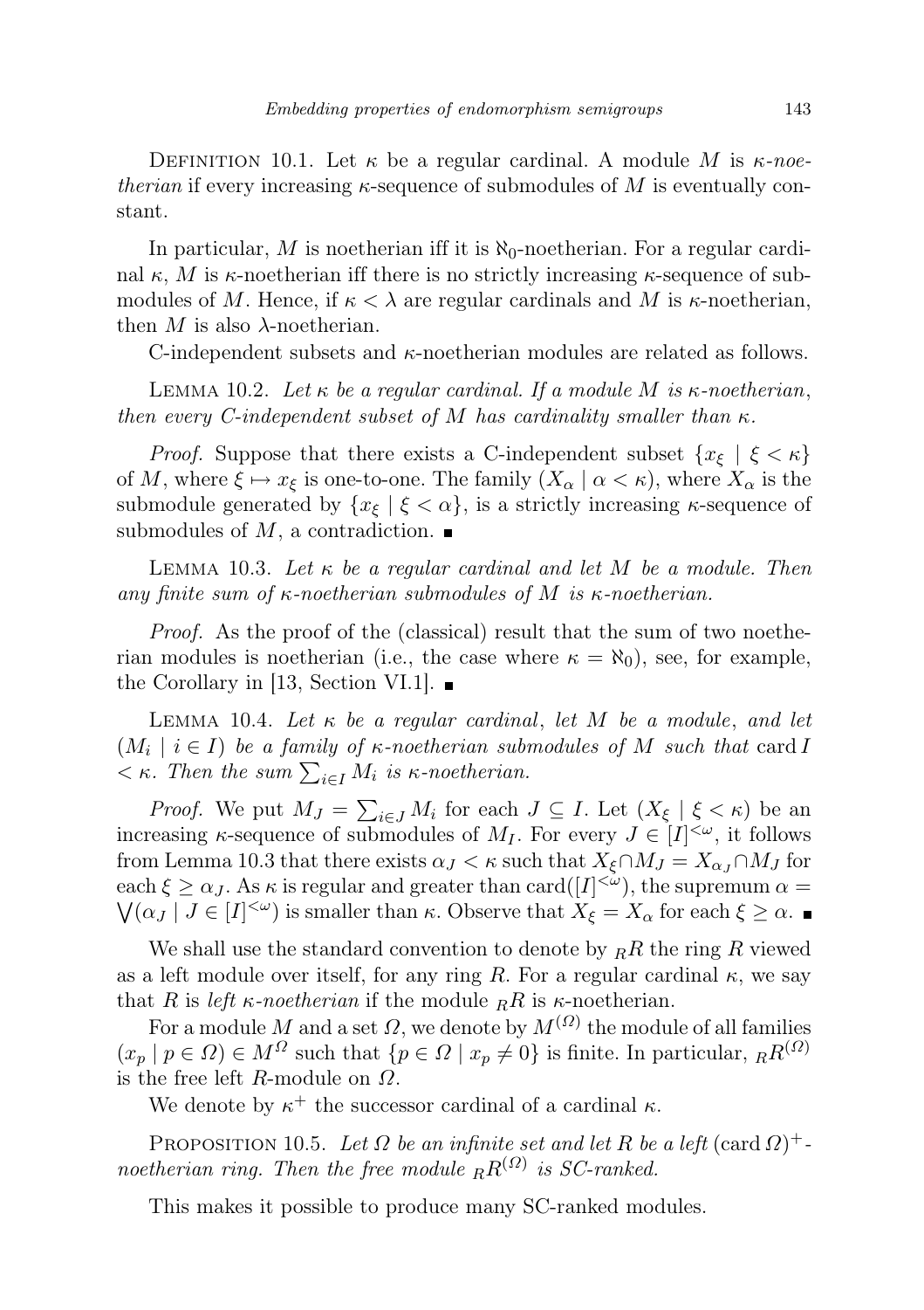Definition 10.1. Let $\kappa$ be a regular cardinal. A module $M$ is *$\kappa$-noetherian* if every increasing $\kappa$-sequence of submodules of $M$ is eventually constant.

In particular, $M$ is noetherian iff it is $\aleph_0$-noetherian. For a regular cardinal $\kappa$, $M$ is $\kappa$-noetherian iff there is no strictly increasing $\kappa$-sequence of submodules of $M$. Hence, if $\kappa < \lambda$ are regular cardinals and $M$ is $\kappa$-noetherian, then $M$ is also $\lambda$-noetherian.

C-independent subsets and $\kappa$-noetherian modules are related as follows.

Lemma 10.2. *Let $\kappa$ be a regular cardinal. If a module $M$ is $\kappa$-noetherian, then every C-independent subset of $M$ has cardinality smaller than $\kappa$.*

*Proof.* Suppose that there exists a C-independent subset $\{x_\xi \mid \xi < \kappa\}$ of $M$, where $\xi \mapsto x_\xi$ is one-to-one. The family $(X_\alpha \mid \alpha < \kappa)$, where $X_\alpha$ is the submodule generated by $\{x_\xi \mid \xi < \alpha\}$, is a strictly increasing $\kappa$-sequence of submodules of $M$, a contradiction. ∎

Lemma 10.3. *Let $\kappa$ be a regular cardinal and let $M$ be a module. Then any finite sum of $\kappa$-noetherian submodules of $M$ is $\kappa$-noetherian.*

*Proof.* As the proof of the (classical) result that the sum of two noetherian modules is noetherian (i.e., the case where $\kappa = \aleph_0$), see, for example, the Corollary in [13, Section VI.1]. ∎

Lemma 10.4. *Let $\kappa$ be a regular cardinal, let $M$ be a module, and let $(M_i \mid i \in I)$ be a family of $\kappa$-noetherian submodules of $M$ such that* $\operatorname{card} I < \kappa$. *Then the sum $\sum_{i \in I} M_i$ is $\kappa$-noetherian.*

*Proof.* We put $M_J = \sum_{i \in J} M_i$ for each $J \subseteq I$. Let $(X_\xi \mid \xi < \kappa)$ be an increasing $\kappa$-sequence of submodules of $M_I$. For every $J \in [I]^{<\omega}$, it follows from Lemma 10.3 that there exists $\alpha_J < \kappa$ such that $X_\xi \cap M_J = X_{\alpha_J} \cap M_J$ for each $\xi \geq \alpha_J$. As $\kappa$ is regular and greater than $\operatorname{card}([I]^{<\omega})$, the supremum $\alpha = \bigvee(\alpha_J \mid J \in [I]^{<\omega})$ is smaller than $\kappa$. Observe that $X_\xi = X_\alpha$ for each $\xi \geq \alpha$. ∎

We shall use the standard convention to denote by ${}_RR$ the ring $R$ viewed as a left module over itself, for any ring $R$. For a regular cardinal $\kappa$, we say that $R$ is *left $\kappa$-noetherian* if the module ${}_RR$ is $\kappa$-noetherian.

For a module $M$ and a set $\Omega$, we denote by $M^{(\Omega)}$ the module of all families $(x_p \mid p \in \Omega) \in M^\Omega$ such that $\{p \in \Omega \mid x_p \neq 0\}$ is finite. In particular, ${}_RR^{(\Omega)}$ is the free left $R$-module on $\Omega$.

We denote by $\kappa^+$ the successor cardinal of a cardinal $\kappa$.

Proposition 10.5. *Let $\Omega$ be an infinite set and let $R$ be a left $(\operatorname{card} \Omega)^+$-noetherian ring. Then the free module ${}_RR^{(\Omega)}$ is SC-ranked.*

This makes it possible to produce many SC-ranked modules.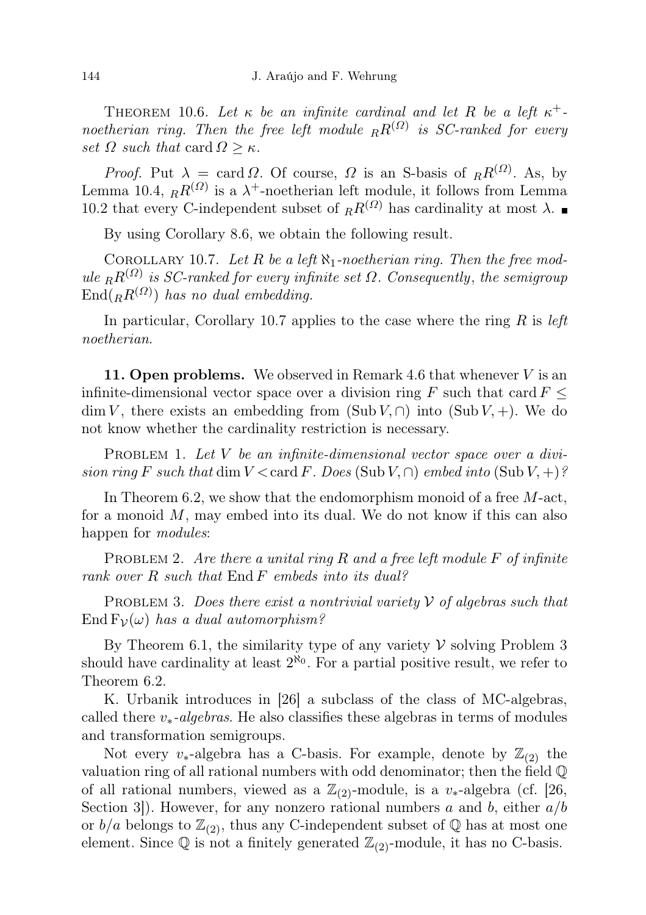Theorem 10.6. *Let $\kappa$ be an infinite cardinal and let $R$ be a left $\kappa^+$-noetherian ring. Then the free left module ${}_RR^{(\Omega)}$ is SC-ranked for every set $\Omega$ such that* $\operatorname{card} \Omega \geq \kappa$.

*Proof.* Put $\lambda = \operatorname{card} \Omega$. Of course, $\Omega$ is an S-basis of ${}_RR^{(\Omega)}$. As, by Lemma 10.4, ${}_RR^{(\Omega)}$ is a $\lambda^+$-noetherian left module, it follows from Lemma 10.2 that every C-independent subset of ${}_RR^{(\Omega)}$ has cardinality at most $\lambda$. ∎

By using Corollary 8.6, we obtain the following result.

Corollary 10.7. *Let $R$ be a left $\aleph_1$-noetherian ring. Then the free module ${}_RR^{(\Omega)}$ is SC-ranked for every infinite set $\Omega$. Consequently, the semigroup* $\operatorname{End}({}_RR^{(\Omega)})$ *has no dual embedding.*

In particular, Corollary 10.7 applies to the case where the ring $R$ is *left noetherian*.

**11. Open problems.** We observed in Remark 4.6 that whenever $V$ is an infinite-dimensional vector space over a division ring $F$ such that $\operatorname{card} F \leq \dim V$, there exists an embedding from $(\operatorname{Sub} V, \cap)$ into $(\operatorname{Sub} V, +)$. We do not know whether the cardinality restriction is necessary.

Problem 1. *Let $V$ be an infinite-dimensional vector space over a division ring $F$ such that* $\dim V < \operatorname{card} F$. *Does* $(\operatorname{Sub} V, \cap)$ *embed into* $(\operatorname{Sub} V, +)$*?*

In Theorem 6.2, we show that the endomorphism monoid of a free $M$-act, for a monoid $M$, may embed into its dual. We do not know if this can also happen for *modules*:

Problem 2. *Are there a unital ring $R$ and a free left module $F$ of infinite rank over $R$ such that* $\operatorname{End} F$ *embeds into its dual?*

Problem 3. *Does there exist a nontrivial variety $\mathcal{V}$ of algebras such that* $\operatorname{End} \mathrm{F}_{\mathcal{V}}(\omega)$ *has a dual automorphism?*

By Theorem 6.1, the similarity type of any variety $\mathcal{V}$ solving Problem 3 should have cardinality at least $2^{\aleph_0}$. For a partial positive result, we refer to Theorem 6.2.

K. Urbanik introduces in [26] a subclass of the class of MC-algebras, called there $v_*$*-algebras*. He also classifies these algebras in terms of modules and transformation semigroups.

Not every $v_*$-algebra has a C-basis. For example, denote by $\mathbb{Z}_{(2)}$ the valuation ring of all rational numbers with odd denominator; then the field $\mathbb{Q}$ of all rational numbers, viewed as a $\mathbb{Z}_{(2)}$-module, is a $v_*$-algebra (cf. [26, Section 3]). However, for any nonzero rational numbers $a$ and $b$, either $a/b$ or $b/a$ belongs to $\mathbb{Z}_{(2)}$, thus any C-independent subset of $\mathbb{Q}$ has at most one element. Since $\mathbb{Q}$ is not a finitely generated $\mathbb{Z}_{(2)}$-module, it has no C-basis.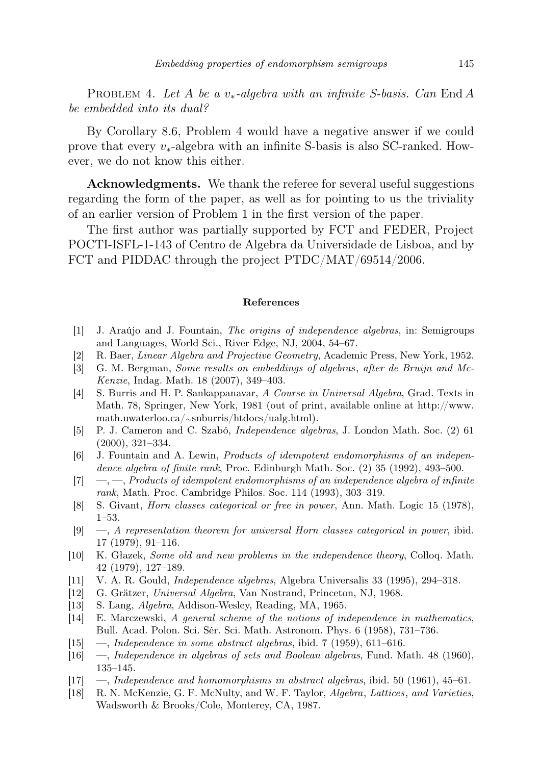Problem 4. *Let $A$ be a $v_*$-algebra with an infinite S-basis. Can* End $A$ *be embedded into its dual?*

By Corollary 8.6, Problem 4 would have a negative answer if we could prove that every $v_*$-algebra with an infinite S-basis is also SC-ranked. However, we do not know this either.

**Acknowledgments.** We thank the referee for several useful suggestions regarding the form of the paper, as well as for pointing to us the triviality of an earlier version of Problem 1 in the first version of the paper.

The first author was partially supported by FCT and FEDER, Project POCTI-ISFL-1-143 of Centro de Algebra da Universidade de Lisboa, and by FCT and PIDDAC through the project PTDC/MAT/69514/2006.

### References

[1] J. Araújo and J. Fountain, *The origins of independence algebras*, in: Semigroups and Languages, World Sci., River Edge, NJ, 2004, 54–67.

[2] R. Baer, *Linear Algebra and Projective Geometry*, Academic Press, New York, 1952.

[3] G. M. Bergman, *Some results on embeddings of algebras, after de Bruijn and McKenzie*, Indag. Math. 18 (2007), 349–403.

[4] S. Burris and H. P. Sankappanavar, *A Course in Universal Algebra*, Grad. Texts in Math. 78, Springer, New York, 1981 (out of print, available online at http://www.math.uwaterloo.ca/∼snburris/htdocs/ualg.html).

[5] P. J. Cameron and C. Szabó, *Independence algebras*, J. London Math. Soc. (2) 61 (2000), 321–334.

[6] J. Fountain and A. Lewin, *Products of idempotent endomorphisms of an independence algebra of finite rank*, Proc. Edinburgh Math. Soc. (2) 35 (1992), 493–500.

[7] —, —, *Products of idempotent endomorphisms of an independence algebra of infinite rank*, Math. Proc. Cambridge Philos. Soc. 114 (1993), 303–319.

[8] S. Givant, *Horn classes categorical or free in power*, Ann. Math. Logic 15 (1978), 1–53.

[9] —, *A representation theorem for universal Horn classes categorical in power*, ibid. 17 (1979), 91–116.

[10] K. Głazek, *Some old and new problems in the independence theory*, Colloq. Math. 42 (1979), 127–189.

[11] V. A. R. Gould, *Independence algebras*, Algebra Universalis 33 (1995), 294–318.

[12] G. Grätzer, *Universal Algebra*, Van Nostrand, Princeton, NJ, 1968.

[13] S. Lang, *Algebra*, Addison-Wesley, Reading, MA, 1965.

[14] E. Marczewski, *A general scheme of the notions of independence in mathematics*, Bull. Acad. Polon. Sci. Sér. Sci. Math. Astronom. Phys. 6 (1958), 731–736.

[15] —, *Independence in some abstract algebras*, ibid. 7 (1959), 611–616.

[16] —, *Independence in algebras of sets and Boolean algebras*, Fund. Math. 48 (1960), 135–145.

[17] —, *Independence and homomorphisms in abstract algebras*, ibid. 50 (1961), 45–61.

[18] R. N. McKenzie, G. F. McNulty, and W. F. Taylor, *Algebra, Lattices, and Varieties*, Wadsworth & Brooks/Cole, Monterey, CA, 1987.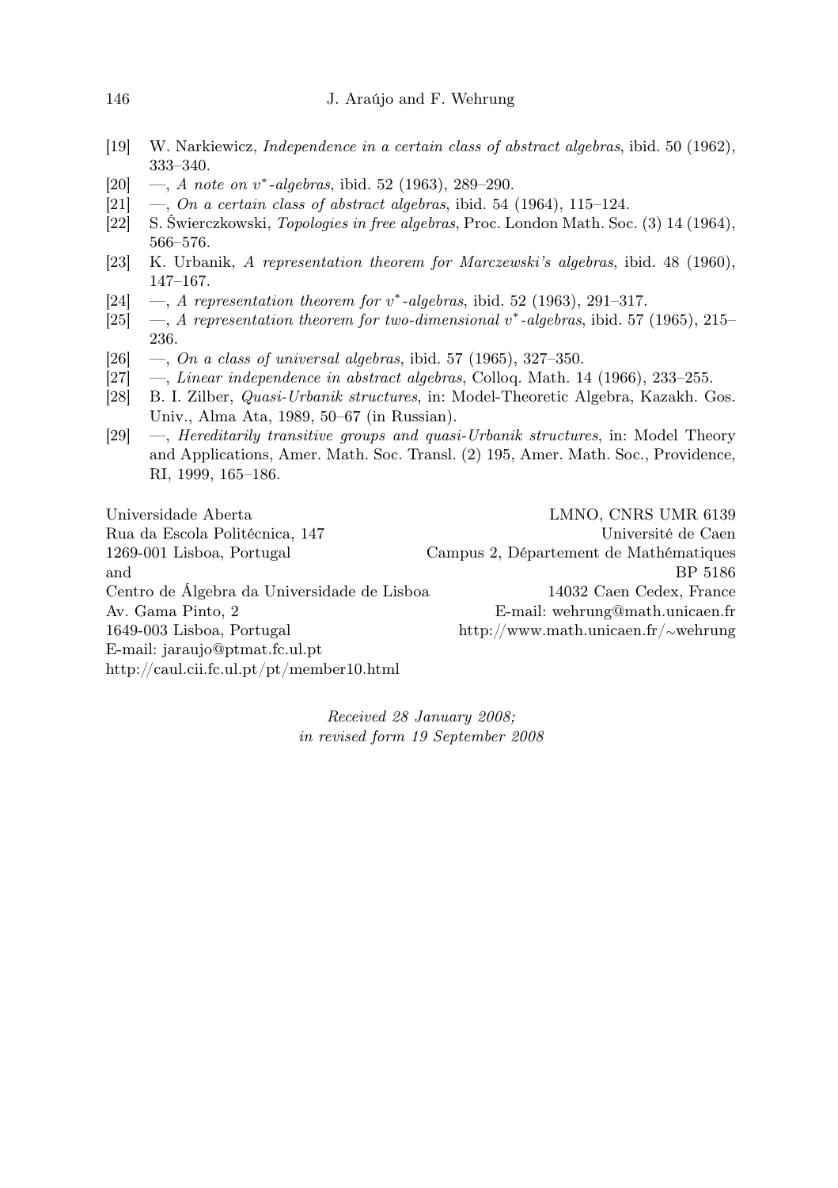[19] W. Narkiewicz, *Independence in a certain class of abstract algebras*, ibid. 50 (1962), 333–340.

[20] —, *A note on $v^*$-algebras*, ibid. 52 (1963), 289–290.

[21] —, *On a certain class of abstract algebras*, ibid. 54 (1964), 115–124.

[22] S. Świerczkowski, *Topologies in free algebras*, Proc. London Math. Soc. (3) 14 (1964), 566–576.

[23] K. Urbanik, *A representation theorem for Marczewski's algebras*, ibid. 48 (1960), 147–167.

[24] —, *A representation theorem for $v^*$-algebras*, ibid. 52 (1963), 291–317.

[25] —, *A representation theorem for two-dimensional $v^*$-algebras*, ibid. 57 (1965), 215–236.

[26] —, *On a class of universal algebras*, ibid. 57 (1965), 327–350.

[27] —, *Linear independence in abstract algebras*, Colloq. Math. 14 (1966), 233–255.

[28] B. I. Zilber, *Quasi-Urbanik structures*, in: Model-Theoretic Algebra, Kazakh. Gos. Univ., Alma Ata, 1989, 50–67 (in Russian).

[29] —, *Hereditarily transitive groups and quasi-Urbanik structures*, in: Model Theory and Applications, Amer. Math. Soc. Transl. (2) 195, Amer. Math. Soc., Providence, RI, 1999, 165–186.

Universidade Aberta
Rua da Escola Politécnica, 147
1269-001 Lisboa, Portugal
and
Centro de Álgebra da Universidade de Lisboa
Av. Gama Pinto, 2
1649-003 Lisboa, Portugal
E-mail: jaraujo@ptmat.fc.ul.pt
http://caul.cii.fc.ul.pt/pt/member10.html

LMNO, CNRS UMR 6139
Université de Caen
Campus 2, Département de Mathématiques
BP 5186
14032 Caen Cedex, France
E-mail: wehrung@math.unicaen.fr
http://www.math.unicaen.fr/∼wehrung

*Received 28 January 2008;*
*in revised form 19 September 2008*